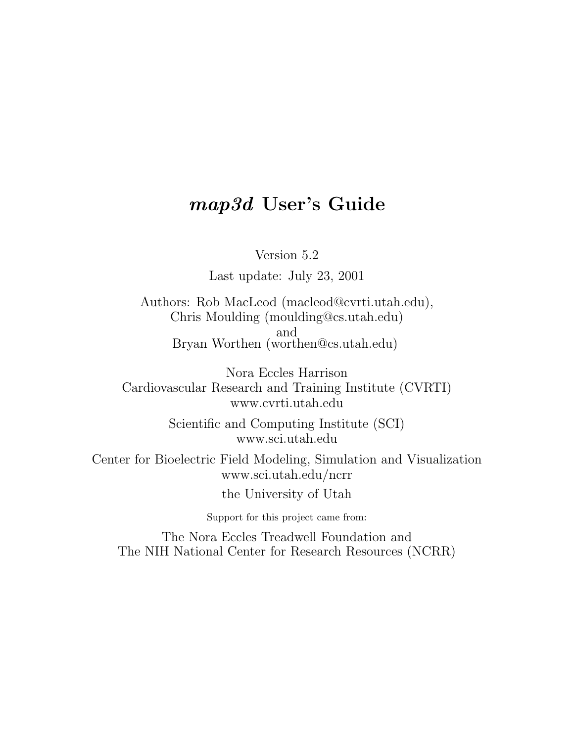# *map3d* User's Guide

Version 5.2

Last update: July 23, 2001

Authors: Rob MacLeod (macleod@cvrti.utah.edu),
Chris Moulding (moulding@cs.utah.edu)
and
Bryan Worthen (worthen@cs.utah.edu)

Nora Eccles Harrison
Cardiovascular Research and Training Institute (CVRTI)
www.cvrti.utah.edu

Scientific and Computing Institute (SCI)
www.sci.utah.edu

Center for Bioelectric Field Modeling, Simulation and Visualization
www.sci.utah.edu/ncrr

the University of Utah

Support for this project came from:

The Nora Eccles Treadwell Foundation and
The NIH National Center for Research Resources (NCRR)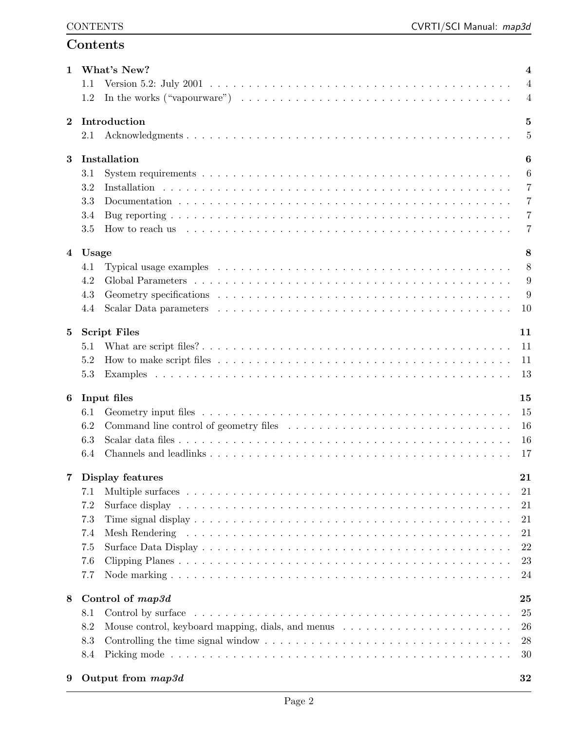# Contents

**1 What's New? 4**
- 1.1 Version 5.2: July 2001 . . . 4
- 1.2 In the works ("vapourware") . . . 4

**2 Introduction 5**
- 2.1 Acknowledgments . . . 5

**3 Installation 6**
- 3.1 System requirements . . . 6
- 3.2 Installation . . . 7
- 3.3 Documentation . . . 7
- 3.4 Bug reporting . . . 7
- 3.5 How to reach us . . . 7

**4 Usage 8**
- 4.1 Typical usage examples . . . 8
- 4.2 Global Parameters . . . 9
- 4.3 Geometry specifications . . . 9
- 4.4 Scalar Data parameters . . . 10

**5 Script Files 11**
- 5.1 What are script files? . . . 11
- 5.2 How to make script files . . . 11
- 5.3 Examples . . . 13

**6 Input files 15**
- 6.1 Geometry input files . . . 15
- 6.2 Command line control of geometry files . . . 16
- 6.3 Scalar data files . . . 16
- 6.4 Channels and leadlinks . . . 17

**7 Display features 21**
- 7.1 Multiple surfaces . . . 21
- 7.2 Surface display . . . 21
- 7.3 Time signal display . . . 21
- 7.4 Mesh Rendering . . . 21
- 7.5 Surface Data Display . . . 22
- 7.6 Clipping Planes . . . 23
- 7.7 Node marking . . . 24

**8 Control of *map3d* 25**
- 8.1 Control by surface . . . 25
- 8.2 Mouse control, keyboard mapping, dials, and menus . . . 26
- 8.3 Controlling the time signal window . . . 28
- 8.4 Picking mode . . . 30

**9 Output from *map3d* 32**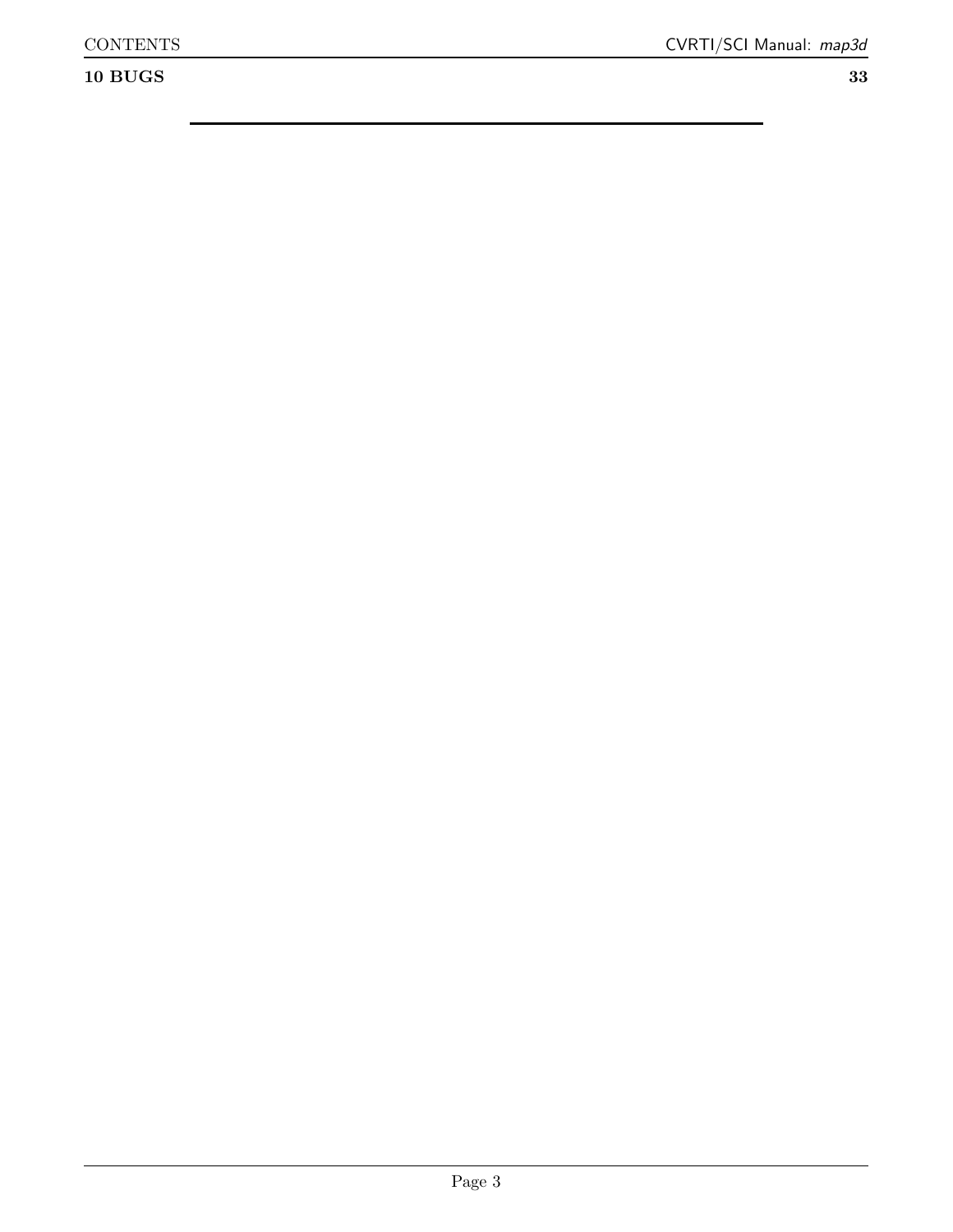10 BUGS 33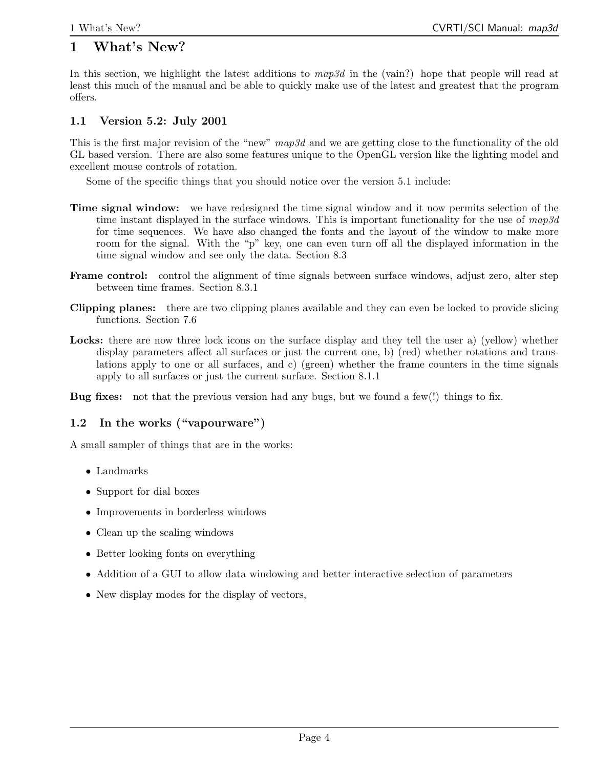# 1 What's New?

In this section, we highlight the latest additions to *map3d* in the (vain?) hope that people will read at least this much of the manual and be able to quickly make use of the latest and greatest that the program offers.

## 1.1 Version 5.2: July 2001

This is the first major revision of the "new" *map3d* and we are getting close to the functionality of the old GL based version. There are also some features unique to the OpenGL version like the lighting model and excellent mouse controls of rotation.

Some of the specific things that you should notice over the version 5.1 include:

**Time signal window:** we have redesigned the time signal window and it now permits selection of the time instant displayed in the surface windows. This is important functionality for the use of *map3d* for time sequences. We have also changed the fonts and the layout of the window to make more room for the signal. With the "p" key, one can even turn off all the displayed information in the time signal window and see only the data. Section 8.3

**Frame control:** control the alignment of time signals between surface windows, adjust zero, alter step between time frames. Section 8.3.1

**Clipping planes:** there are two clipping planes available and they can even be locked to provide slicing functions. Section 7.6

**Locks:** there are now three lock icons on the surface display and they tell the user a) (yellow) whether display parameters affect all surfaces or just the current one, b) (red) whether rotations and translations apply to one or all surfaces, and c) (green) whether the frame counters in the time signals apply to all surfaces or just the current surface. Section 8.1.1

**Bug fixes:** not that the previous version had any bugs, but we found a few(!) things to fix.

## 1.2 In the works ("vapourware")

A small sampler of things that are in the works:

- Landmarks
- Support for dial boxes
- Improvements in borderless windows
- Clean up the scaling windows
- Better looking fonts on everything
- Addition of a GUI to allow data windowing and better interactive selection of parameters
- New display modes for the display of vectors,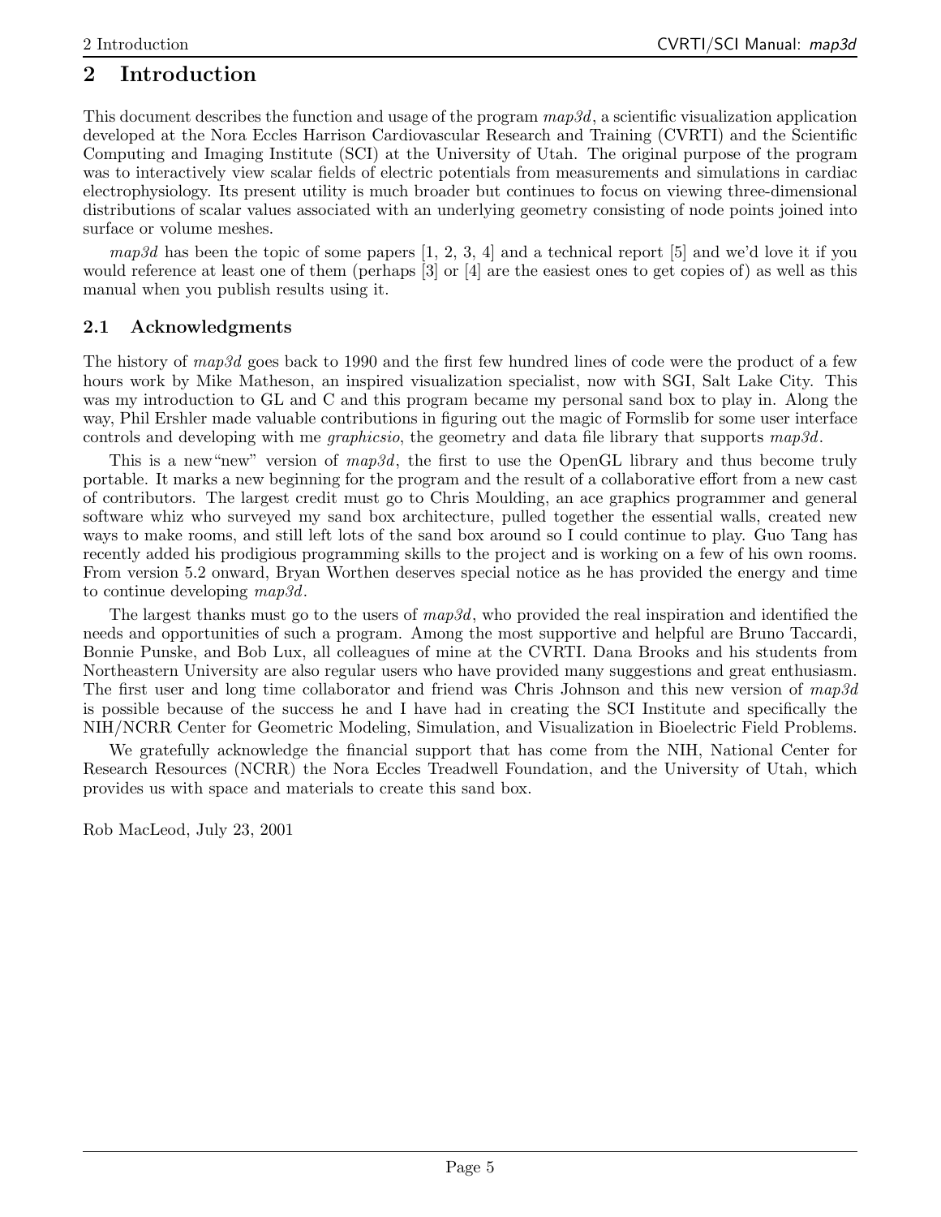# 2 Introduction

This document describes the function and usage of the program *map3d*, a scientific visualization application developed at the Nora Eccles Harrison Cardiovascular Research and Training (CVRTI) and the Scientific Computing and Imaging Institute (SCI) at the University of Utah. The original purpose of the program was to interactively view scalar fields of electric potentials from measurements and simulations in cardiac electrophysiology. Its present utility is much broader but continues to focus on viewing three-dimensional distributions of scalar values associated with an underlying geometry consisting of node points joined into surface or volume meshes.

*map3d* has been the topic of some papers [1, 2, 3, 4] and a technical report [5] and we'd love it if you would reference at least one of them (perhaps [3] or [4] are the easiest ones to get copies of) as well as this manual when you publish results using it.

## 2.1 Acknowledgments

The history of *map3d* goes back to 1990 and the first few hundred lines of code were the product of a few hours work by Mike Matheson, an inspired visualization specialist, now with SGI, Salt Lake City. This was my introduction to GL and C and this program became my personal sand box to play in. Along the way, Phil Ershler made valuable contributions in figuring out the magic of Formslib for some user interface controls and developing with me *graphicsio*, the geometry and data file library that supports *map3d*.

This is a new"new" version of *map3d*, the first to use the OpenGL library and thus become truly portable. It marks a new beginning for the program and the result of a collaborative effort from a new cast of contributors. The largest credit must go to Chris Moulding, an ace graphics programmer and general software whiz who surveyed my sand box architecture, pulled together the essential walls, created new ways to make rooms, and still left lots of the sand box around so I could continue to play. Guo Tang has recently added his prodigious programming skills to the project and is working on a few of his own rooms. From version 5.2 onward, Bryan Worthen deserves special notice as he has provided the energy and time to continue developing *map3d*.

The largest thanks must go to the users of *map3d*, who provided the real inspiration and identified the needs and opportunities of such a program. Among the most supportive and helpful are Bruno Taccardi, Bonnie Punske, and Bob Lux, all colleagues of mine at the CVRTI. Dana Brooks and his students from Northeastern University are also regular users who have provided many suggestions and great enthusiasm. The first user and long time collaborator and friend was Chris Johnson and this new version of *map3d* is possible because of the success he and I have had in creating the SCI Institute and specifically the NIH/NCRR Center for Geometric Modeling, Simulation, and Visualization in Bioelectric Field Problems.

We gratefully acknowledge the financial support that has come from the NIH, National Center for Research Resources (NCRR) the Nora Eccles Treadwell Foundation, and the University of Utah, which provides us with space and materials to create this sand box.

Rob MacLeod, July 23, 2001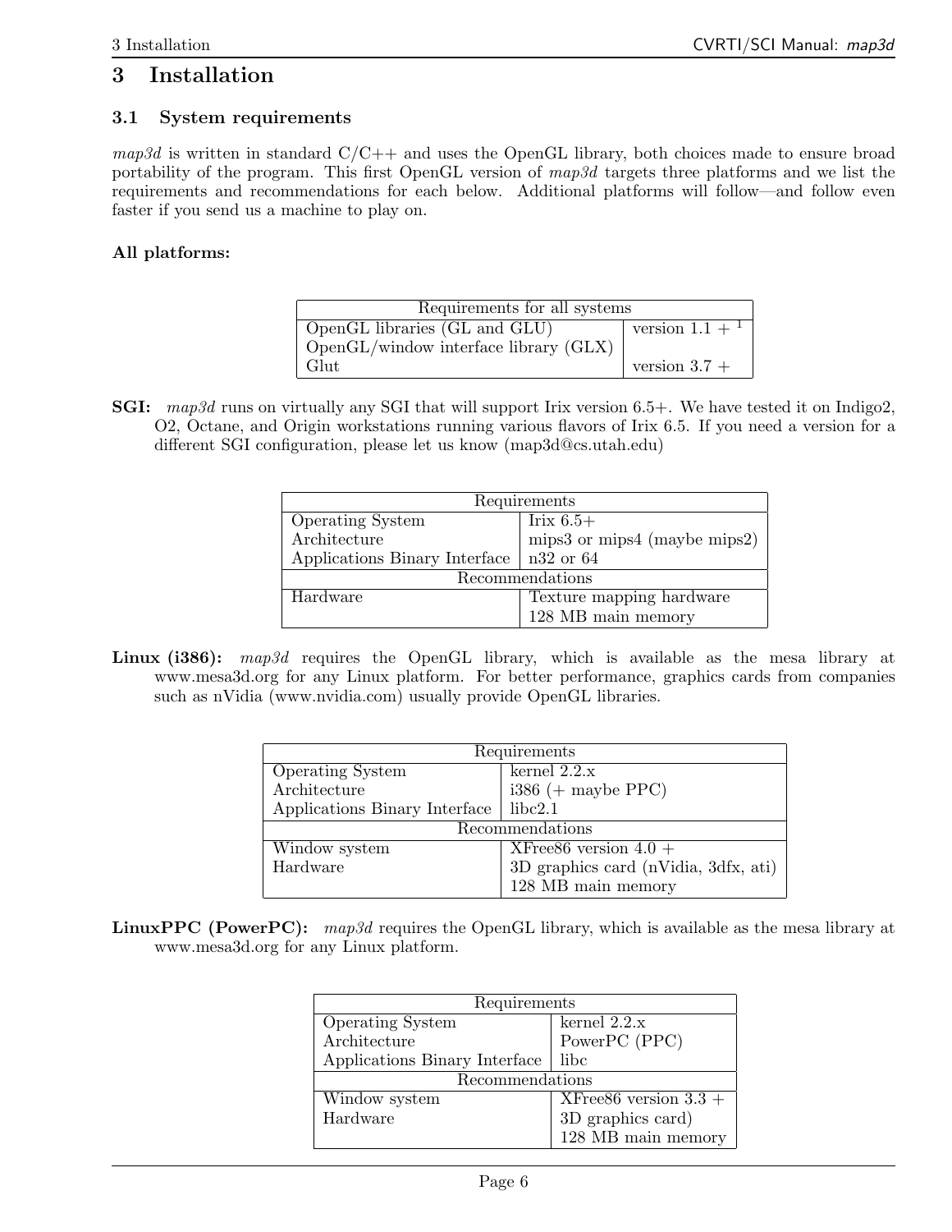# 3 Installation

## 3.1 System requirements

*map3d* is written in standard C/C++ and uses the OpenGL library, both choices made to ensure broad portability of the program. This first OpenGL version of *map3d* targets three platforms and we list the requirements and recommendations for each below. Additional platforms will follow—and follow even faster if you send us a machine to play on.

**All platforms:**

| Requirements for all systems | |
|---|---|
| OpenGL libraries (GL and GLU) | version 1.1 + [1] |
| OpenGL/window interface library (GLX) | |
| Glut | version 3.7 + |

**SGI:** *map3d* runs on virtually any SGI that will support Irix version 6.5+. We have tested it on Indigo2, O2, Octane, and Origin workstations running various flavors of Irix 6.5. If you need a version for a different SGI configuration, please let us know (map3d@cs.utah.edu)

| Requirements | |
|---|---|
| Operating System | Irix 6.5+ |
| Architecture | mips3 or mips4 (maybe mips2) |
| Applications Binary Interface | n32 or 64 |
| **Recommendations** | |
| Hardware | Texture mapping hardware |
| | 128 MB main memory |

**Linux (i386):** *map3d* requires the OpenGL library, which is available as the mesa library at www.mesa3d.org for any Linux platform. For better performance, graphics cards from companies such as nVidia (www.nvidia.com) usually provide OpenGL libraries.

| Requirements | |
|---|---|
| Operating System | kernel 2.2.x |
| Architecture | i386 (+ maybe PPC) |
| Applications Binary Interface | libc2.1 |
| **Recommendations** | |
| Window system | XFree86 version 4.0 + |
| Hardware | 3D graphics card (nVidia, 3dfx, ati) |
| | 128 MB main memory |

**LinuxPPC (PowerPC):** *map3d* requires the OpenGL library, which is available as the mesa library at www.mesa3d.org for any Linux platform.

| Requirements | |
|---|---|
| Operating System | kernel 2.2.x |
| Architecture | PowerPC (PPC) |
| Applications Binary Interface | libc |
| **Recommendations** | |
| Window system | XFree86 version 3.3 + |
| Hardware | 3D graphics card) |
| | 128 MB main memory |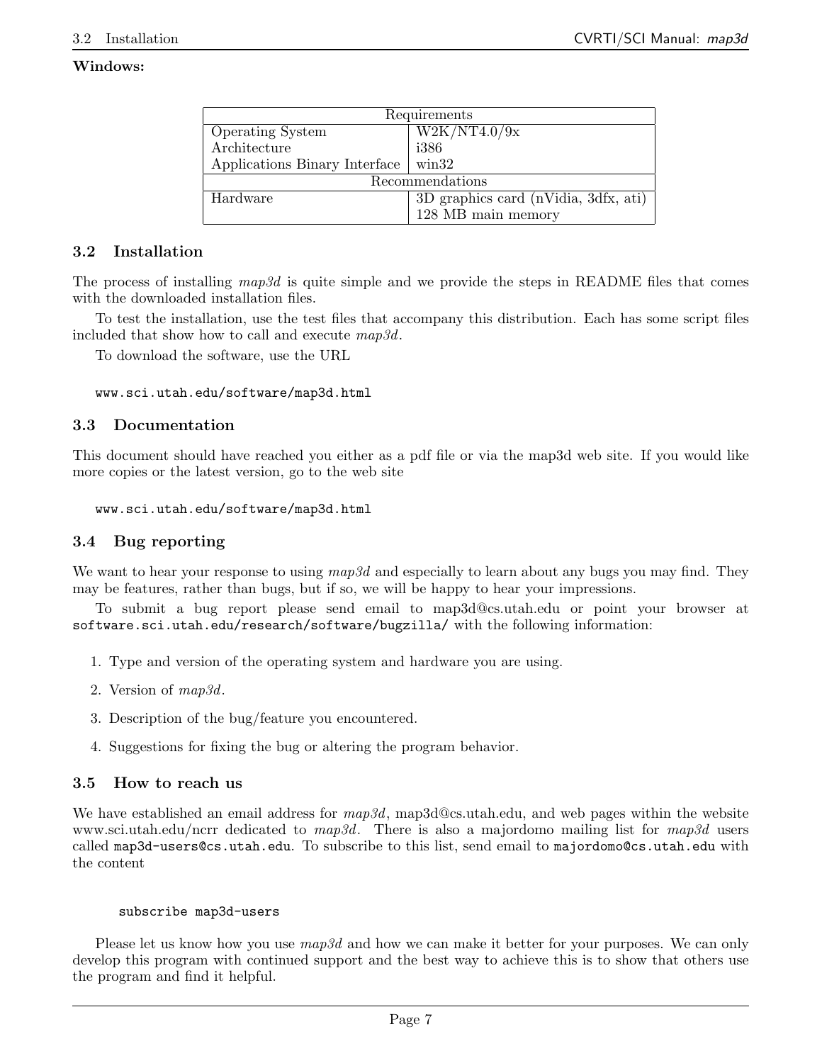**Windows:**

| Requirements | |
|---|---|
| Operating System | W2K/NT4.0/9x |
| Architecture | i386 |
| Applications Binary Interface | win32 |
| Recommendations | |
| Hardware | 3D graphics card (nVidia, 3dfx, ati) |
| | 128 MB main memory |

## 3.2 Installation

The process of installing *map3d* is quite simple and we provide the steps in README files that comes with the downloaded installation files.

To test the installation, use the test files that accompany this distribution. Each has some script files included that show how to call and execute *map3d*.

To download the software, use the URL

```
www.sci.utah.edu/software/map3d.html
```

## 3.3 Documentation

This document should have reached you either as a pdf file or via the map3d web site. If you would like more copies or the latest version, go to the web site

```
www.sci.utah.edu/software/map3d.html
```

## 3.4 Bug reporting

We want to hear your response to using *map3d* and especially to learn about any bugs you may find. They may be features, rather than bugs, but if so, we will be happy to hear your impressions.

To submit a bug report please send email to map3d@cs.utah.edu or point your browser at `software.sci.utah.edu/research/software/bugzilla/` with the following information:

1. Type and version of the operating system and hardware you are using.
2. Version of *map3d*.
3. Description of the bug/feature you encountered.
4. Suggestions for fixing the bug or altering the program behavior.

## 3.5 How to reach us

We have established an email address for *map3d*, map3d@cs.utah.edu, and web pages within the website www.sci.utah.edu/ncrr dedicated to *map3d*. There is also a majordomo mailing list for *map3d* users called `map3d-users@cs.utah.edu`. To subscribe to this list, send email to `majordomo@cs.utah.edu` with the content

```
subscribe map3d-users
```

Please let us know how you use *map3d* and how we can make it better for your purposes. We can only develop this program with continued support and the best way to achieve this is to show that others use the program and find it helpful.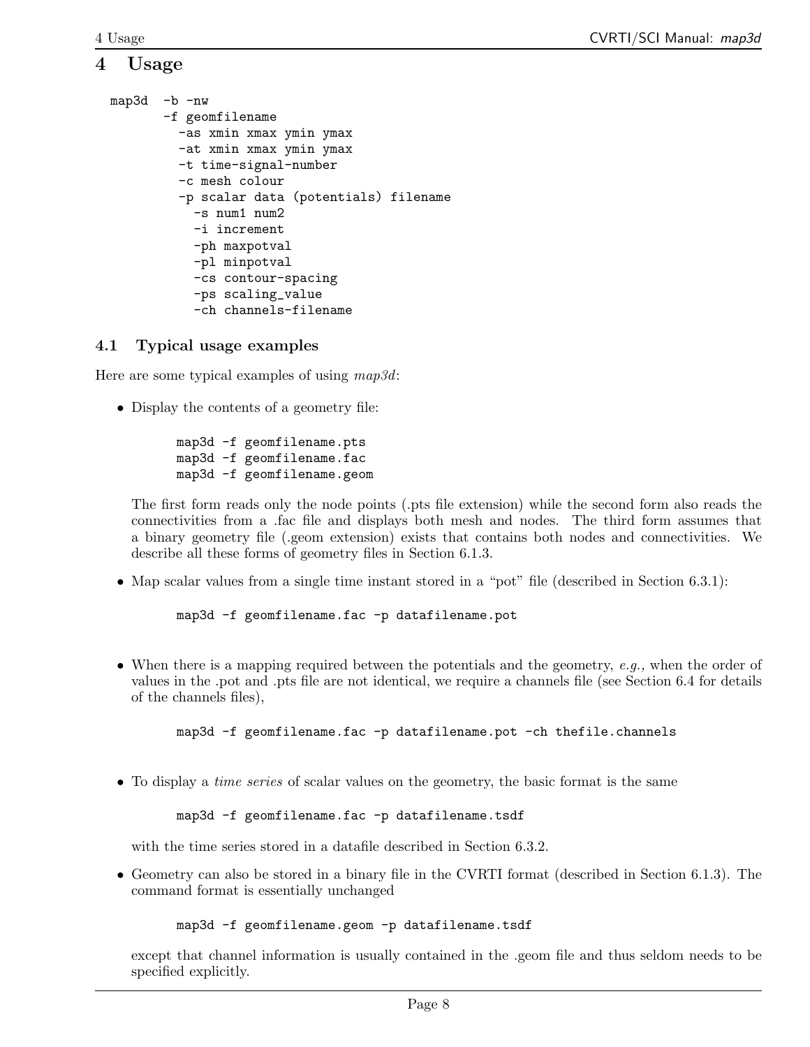# 4 Usage

```
map3d  -b -nw
       -f geomfilename
         -as xmin xmax ymin ymax
         -at xmin xmax ymin ymax
         -t time-signal-number
         -c mesh colour
         -p scalar data (potentials) filename
           -s num1 num2
           -i increment
           -ph maxpotval
           -pl minpotval
           -cs contour-spacing
           -ps scaling_value
           -ch channels-filename
```

## 4.1 Typical usage examples

Here are some typical examples of using *map3d*:

- Display the contents of a geometry file:

  ```
  map3d -f geomfilename.pts
  map3d -f geomfilename.fac
  map3d -f geomfilename.geom
  ```

  The first form reads only the node points (.pts file extension) while the second form also reads the connectivities from a .fac file and displays both mesh and nodes. The third form assumes that a binary geometry file (.geom extension) exists that contains both nodes and connectivities. We describe all these forms of geometry files in Section 6.1.3.

- Map scalar values from a single time instant stored in a "pot" file (described in Section 6.3.1):

  ```
  map3d -f geomfilename.fac -p datafilename.pot
  ```

- When there is a mapping required between the potentials and the geometry, *e.g.,* when the order of values in the .pot and .pts file are not identical, we require a channels file (see Section 6.4 for details of the channels files),

  ```
  map3d -f geomfilename.fac -p datafilename.pot -ch thefile.channels
  ```

- To display a *time series* of scalar values on the geometry, the basic format is the same

  ```
  map3d -f geomfilename.fac -p datafilename.tsdf
  ```

  with the time series stored in a datafile described in Section 6.3.2.

- Geometry can also be stored in a binary file in the CVRTI format (described in Section 6.1.3). The command format is essentially unchanged

  ```
  map3d -f geomfilename.geom -p datafilename.tsdf
  ```

  except that channel information is usually contained in the .geom file and thus seldom needs to be specified explicitly.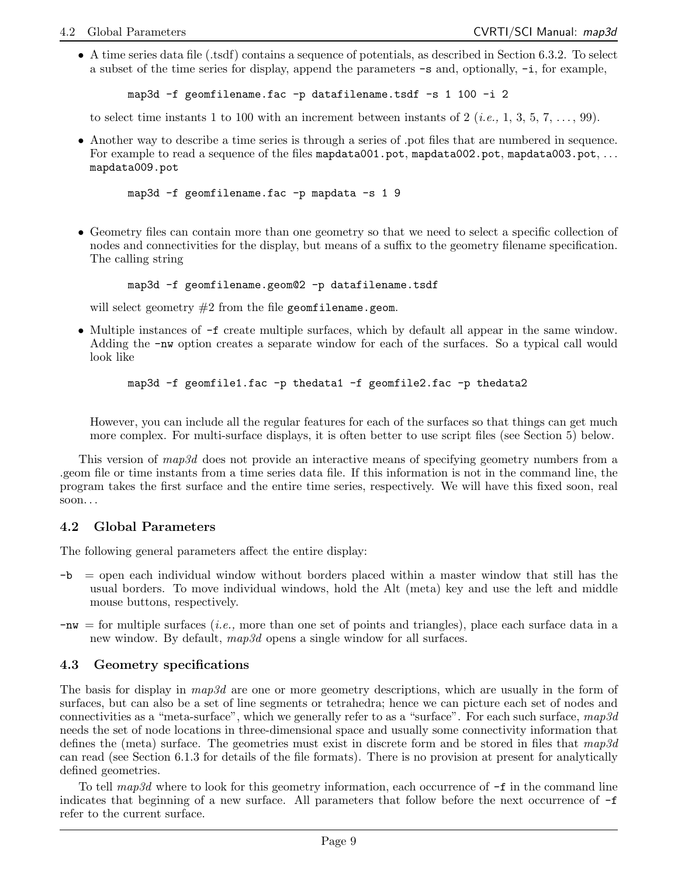- A time series data file (.tsdf) contains a sequence of potentials, as described in Section 6.3.2. To select a subset of the time series for display, append the parameters `-s` and, optionally, `-i`, for example,

```
map3d -f geomfilename.fac -p datafilename.tsdf -s 1 100 -i 2
```

  to select time instants 1 to 100 with an increment between instants of 2 (*i.e.,* 1, 3, 5, 7, ..., 99).

- Another way to describe a time series is through a series of .pot files that are numbered in sequence. For example to read a sequence of the files `mapdata001.pot`, `mapdata002.pot`, `mapdata003.pot`, ... `mapdata009.pot`

```
map3d -f geomfilename.fac -p mapdata -s 1 9
```

- Geometry files can contain more than one geometry so that we need to select a specific collection of nodes and connectivities for the display, but means of a suffix to the geometry filename specification. The calling string

```
map3d -f geomfilename.geom@2 -p datafilename.tsdf
```

  will select geometry #2 from the file `geomfilename.geom`.

- Multiple instances of `-f` create multiple surfaces, which by default all appear in the same window. Adding the `-nw` option creates a separate window for each of the surfaces. So a typical call would look like

```
map3d -f geomfile1.fac -p thedata1 -f geomfile2.fac -p thedata2
```

  However, you can include all the regular features for each of the surfaces so that things can get much more complex. For multi-surface displays, it is often better to use script files (see Section 5) below.

This version of *map3d* does not provide an interactive means of specifying geometry numbers from a .geom file or time instants from a time series data file. If this information is not in the command line, the program takes the first surface and the entire time series, respectively. We will have this fixed soon, real soon...

### 4.2 Global Parameters

The following general parameters affect the entire display:

`-b` = open each individual window without borders placed within a master window that still has the usual borders. To move individual windows, hold the Alt (meta) key and use the left and middle mouse buttons, respectively.

`-nw` = for multiple surfaces (*i.e.,* more than one set of points and triangles), place each surface data in a new window. By default, *map3d* opens a single window for all surfaces.

### 4.3 Geometry specifications

The basis for display in *map3d* are one or more geometry descriptions, which are usually in the form of surfaces, but can also be a set of line segments or tetrahedra; hence we can picture each set of nodes and connectivities as a "meta-surface", which we generally refer to as a "surface". For each such surface, *map3d* needs the set of node locations in three-dimensional space and usually some connectivity information that defines the (meta) surface. The geometries must exist in discrete form and be stored in files that *map3d* can read (see Section 6.1.3 for details of the file formats). There is no provision at present for analytically defined geometries.

To tell *map3d* where to look for this geometry information, each occurrence of `-f` in the command line indicates that beginning of a new surface. All parameters that follow before the next occurrence of `-f` refer to the current surface.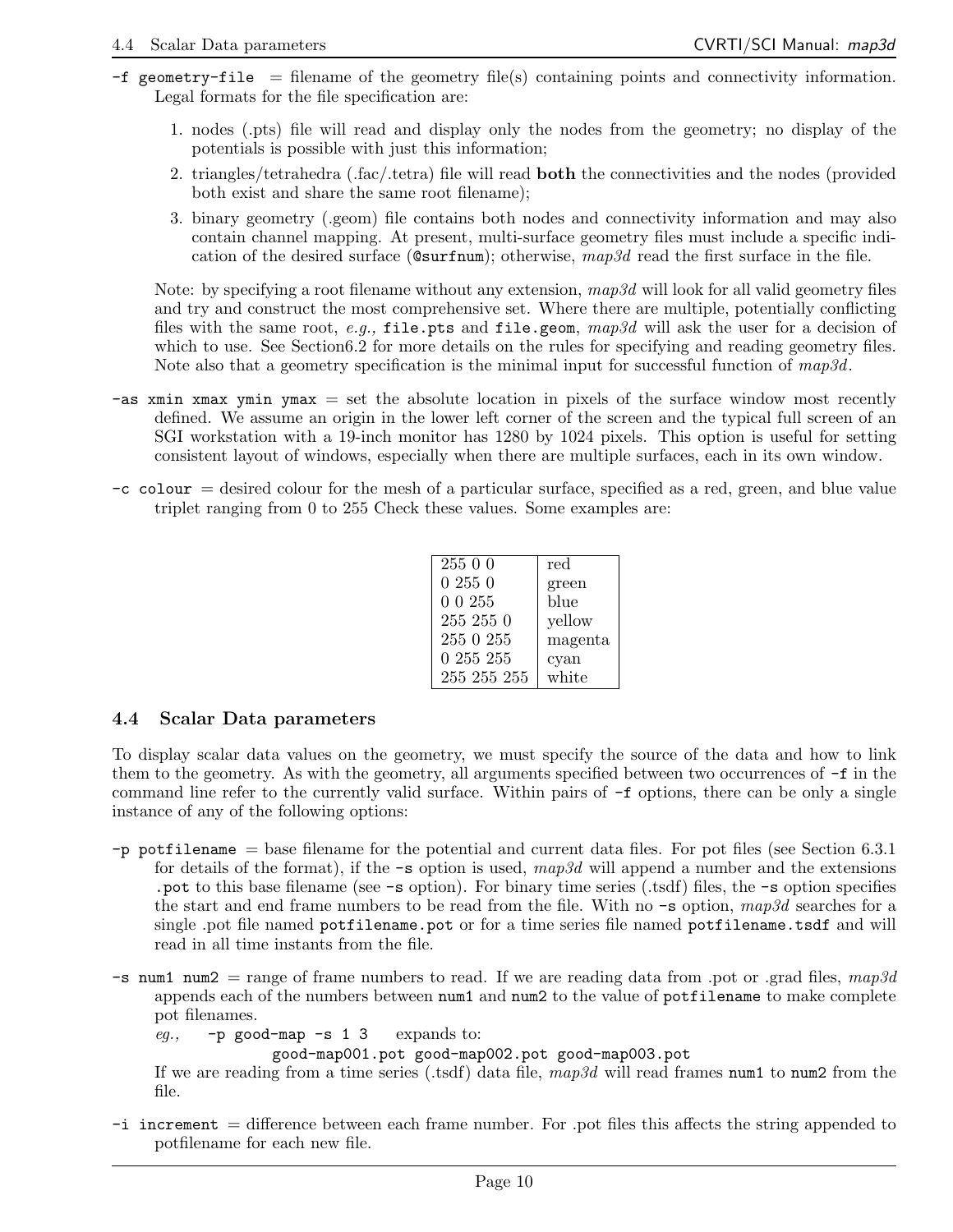**-f geometry-file** = filename of the geometry file(s) containing points and connectivity information. Legal formats for the file specification are:

1. nodes (.pts) file will read and display only the nodes from the geometry; no display of the potentials is possible with just this information;
2. triangles/tetrahedra (.fac/.tetra) file will read **both** the connectivities and the nodes (provided both exist and share the same root filename);
3. binary geometry (.geom) file contains both nodes and connectivity information and may also contain channel mapping. At present, multi-surface geometry files must include a specific indication of the desired surface (`@surfnum`); otherwise, *map3d* read the first surface in the file.

Note: by specifying a root filename without any extension, *map3d* will look for all valid geometry files and try and construct the most comprehensive set. Where there are multiple, potentially conflicting files with the same root, *e.g.,* `file.pts` and `file.geom`, *map3d* will ask the user for a decision of which to use. See Section6.2 for more details on the rules for specifying and reading geometry files. Note also that a geometry specification is the minimal input for successful function of *map3d*.

**-as xmin xmax ymin ymax** = set the absolute location in pixels of the surface window most recently defined. We assume an origin in the lower left corner of the screen and the typical full screen of an SGI workstation with a 19-inch monitor has 1280 by 1024 pixels. This option is useful for setting consistent layout of windows, especially when there are multiple surfaces, each in its own window.

**-c colour** = desired colour for the mesh of a particular surface, specified as a red, green, and blue value triplet ranging from 0 to 255 Check these values. Some examples are:

| | |
|---|---|
| 255 0 0 | red |
| 0 255 0 | green |
| 0 0 255 | blue |
| 255 255 0 | yellow |
| 255 0 255 | magenta |
| 0 255 255 | cyan |
| 255 255 255 | white |

## 4.4 Scalar Data parameters

To display scalar data values on the geometry, we must specify the source of the data and how to link them to the geometry. As with the geometry, all arguments specified between two occurrences of `-f` in the command line refer to the currently valid surface. Within pairs of `-f` options, there can be only a single instance of any of the following options:

**-p potfilename** = base filename for the potential and current data files. For pot files (see Section 6.3.1 for details of the format), if the `-s` option is used, *map3d* will append a number and the extensions .pot to this base filename (see `-s` option). For binary time series (.tsdf) files, the `-s` option specifies the start and end frame numbers to be read from the file. With no `-s` option, *map3d* searches for a single .pot file named `potfilename.pot` or for a time series file named `potfilename.tsdf` and will read in all time instants from the file.

**-s num1 num2** = range of frame numbers to read. If we are reading data from .pot or .grad files, *map3d* appends each of the numbers between `num1` and `num2` to the value of `potfilename` to make complete pot filenames.

*eg.,* `-p good-map -s 1 3` expands to:

```
good-map001.pot good-map002.pot good-map003.pot
```

If we are reading from a time series (.tsdf) data file, *map3d* will read frames `num1` to `num2` from the file.

**-i increment** = difference between each frame number. For .pot files this affects the string appended to potfilename for each new file.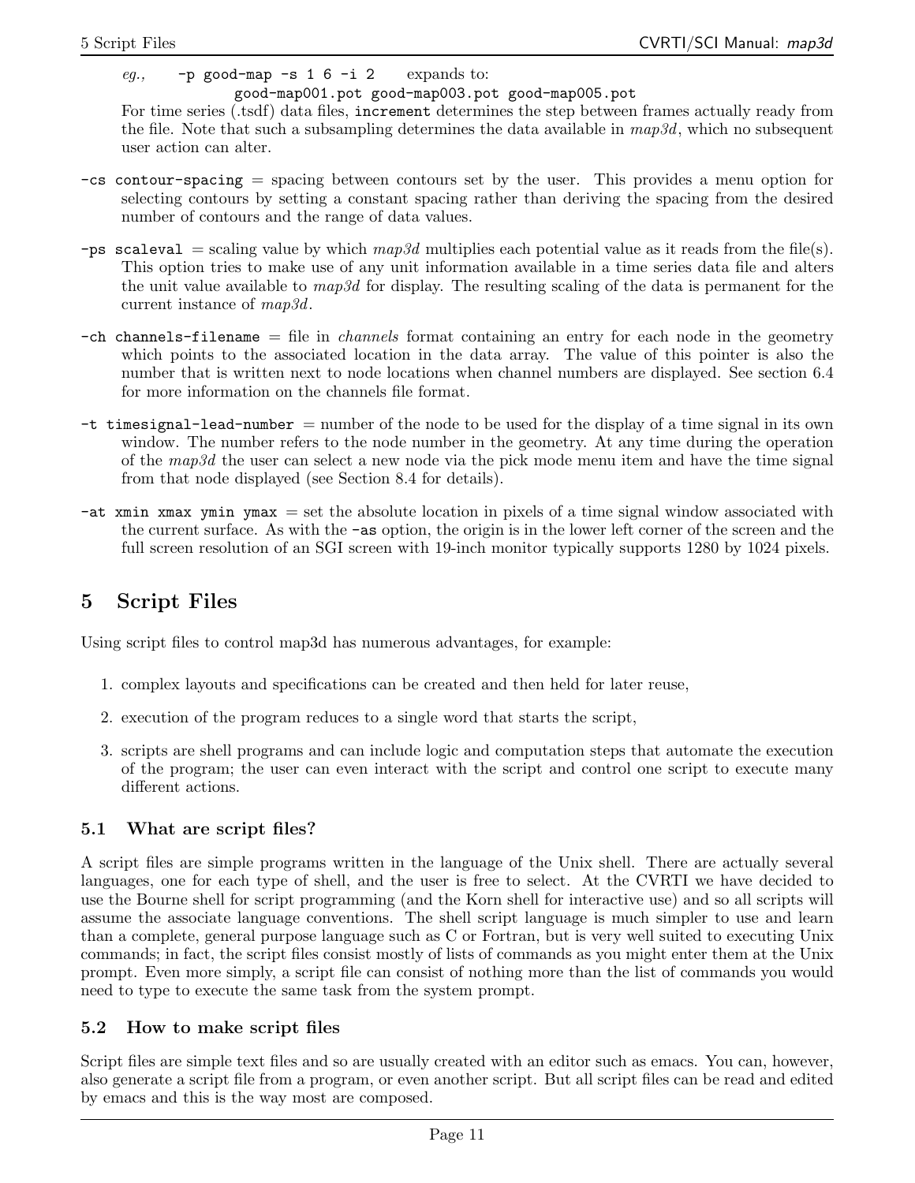*eg.,* `-p good-map -s 1 6 -i 2` expands to:
`good-map001.pot good-map003.pot good-map005.pot`

For time series (.tsdf) data files, `increment` determines the step between frames actually ready from the file. Note that such a subsampling determines the data available in *map3d*, which no subsequent user action can alter.

`-cs contour-spacing` = spacing between contours set by the user. This provides a menu option for selecting contours by setting a constant spacing rather than deriving the spacing from the desired number of contours and the range of data values.

`-ps scaleval` = scaling value by which *map3d* multiplies each potential value as it reads from the file(s). This option tries to make use of any unit information available in a time series data file and alters the unit value available to *map3d* for display. The resulting scaling of the data is permanent for the current instance of *map3d*.

`-ch channels-filename` = file in *channels* format containing an entry for each node in the geometry which points to the associated location in the data array. The value of this pointer is also the number that is written next to node locations when channel numbers are displayed. See section 6.4 for more information on the channels file format.

`-t timesignal-lead-number` = number of the node to be used for the display of a time signal in its own window. The number refers to the node number in the geometry. At any time during the operation of the *map3d* the user can select a new node via the pick mode menu item and have the time signal from that node displayed (see Section 8.4 for details).

`-at xmin xmax ymin ymax` = set the absolute location in pixels of a time signal window associated with the current surface. As with the `-as` option, the origin is in the lower left corner of the screen and the full screen resolution of an SGI screen with 19-inch monitor typically supports 1280 by 1024 pixels.

# 5 Script Files

Using script files to control map3d has numerous advantages, for example:

1. complex layouts and specifications can be created and then held for later reuse,
2. execution of the program reduces to a single word that starts the script,
3. scripts are shell programs and can include logic and computation steps that automate the execution of the program; the user can even interact with the script and control one script to execute many different actions.

## 5.1 What are script files?

A script files are simple programs written in the language of the Unix shell. There are actually several languages, one for each type of shell, and the user is free to select. At the CVRTI we have decided to use the Bourne shell for script programming (and the Korn shell for interactive use) and so all scripts will assume the associate language conventions. The shell script language is much simpler to use and learn than a complete, general purpose language such as C or Fortran, but is very well suited to executing Unix commands; in fact, the script files consist mostly of lists of commands as you might enter them at the Unix prompt. Even more simply, a script file can consist of nothing more than the list of commands you would need to type to execute the same task from the system prompt.

## 5.2 How to make script files

Script files are simple text files and so are usually created with an editor such as emacs. You can, however, also generate a script file from a program, or even another script. But all script files can be read and edited by emacs and this is the way most are composed.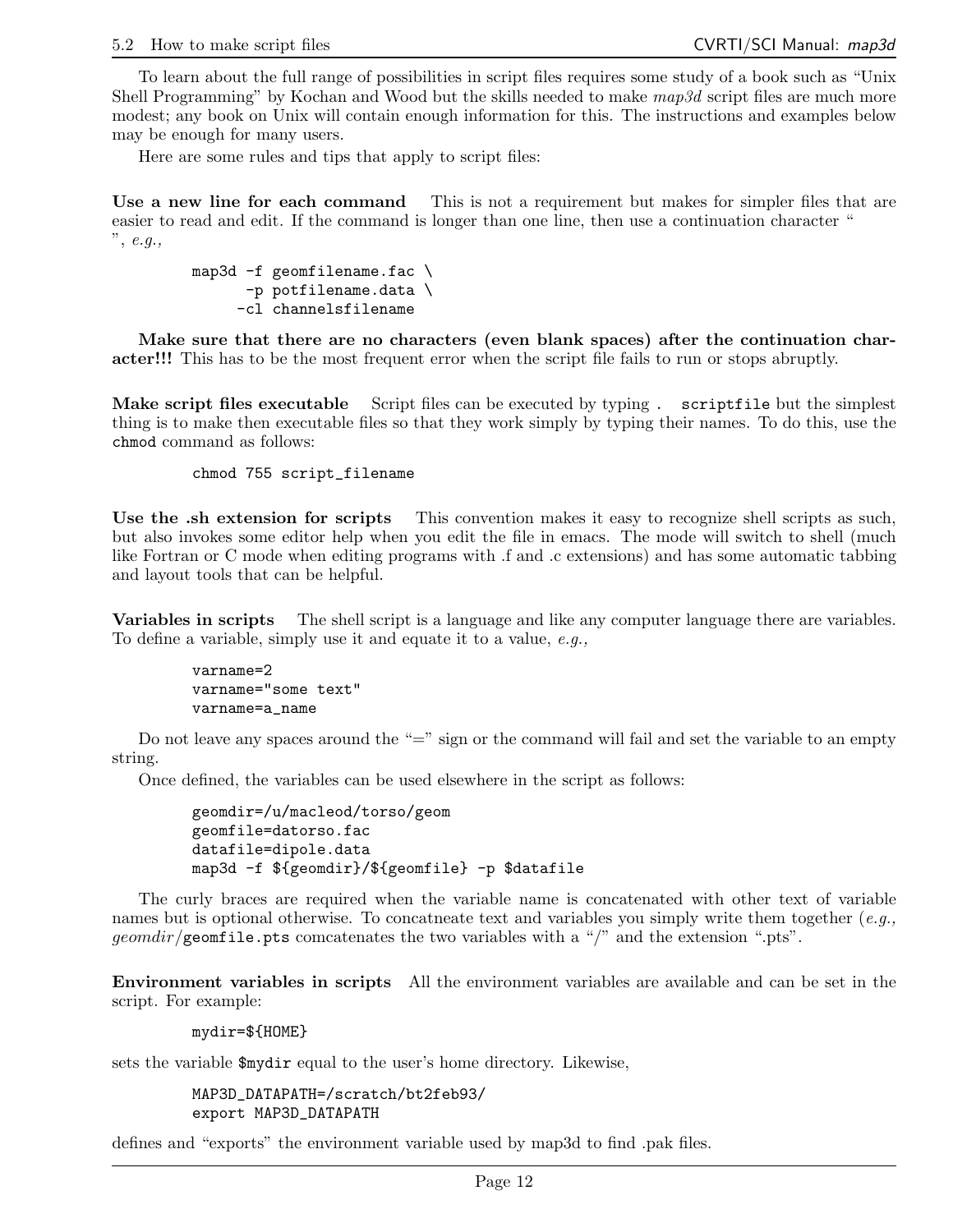To learn about the full range of possibilities in script files requires some study of a book such as "Unix Shell Programming" by Kochan and Wood but the skills needed to make *map3d* script files are much more modest; any book on Unix will contain enough information for this. The instructions and examples below may be enough for many users.

Here are some rules and tips that apply to script files:

**Use a new line for each command** This is not a requirement but makes for simpler files that are easier to read and edit. If the command is longer than one line, then use a continuation character "
", *e.g.,*

```
map3d -f geomfilename.fac \
      -p potfilename.data \
     -cl channelsfilename
```

**Make sure that there are no characters (even blank spaces) after the continuation character!!!** This has to be the most frequent error when the script file fails to run or stops abruptly.

**Make script files executable** Script files can be executed by typing `. scriptfile` but the simplest thing is to make then executable files so that they work simply by typing their names. To do this, use the `chmod` command as follows:

```
chmod 755 script_filename
```

**Use the .sh extension for scripts** This convention makes it easy to recognize shell scripts as such, but also invokes some editor help when you edit the file in emacs. The mode will switch to shell (much like Fortran or C mode when editing programs with .f and .c extensions) and has some automatic tabbing and layout tools that can be helpful.

**Variables in scripts** The shell script is a language and like any computer language there are variables. To define a variable, simply use it and equate it to a value, *e.g.,*

```
varname=2
varname="some text"
varname=a_name
```

Do not leave any spaces around the "=" sign or the command will fail and set the variable to an empty string.

Once defined, the variables can be used elsewhere in the script as follows:

```
geomdir=/u/macleod/torso/geom
geomfile=datorso.fac
datafile=dipole.data
map3d -f ${geomdir}/${geomfile} -p $datafile
```

The curly braces are required when the variable name is concatenated with other text of variable names but is optional otherwise. To concatneate text and variables you simply write them together (*e.g., geomdir*/`geomfile.pts` comcatenates the two variables with a "/" and the extension ".pts".

**Environment variables in scripts** All the environment variables are available and can be set in the script. For example:

```
mydir=${HOME}
```

sets the variable `$mydir` equal to the user's home directory. Likewise,

```
MAP3D_DATAPATH=/scratch/bt2feb93/
export MAP3D_DATAPATH
```

defines and "exports" the environment variable used by map3d to find .pak files.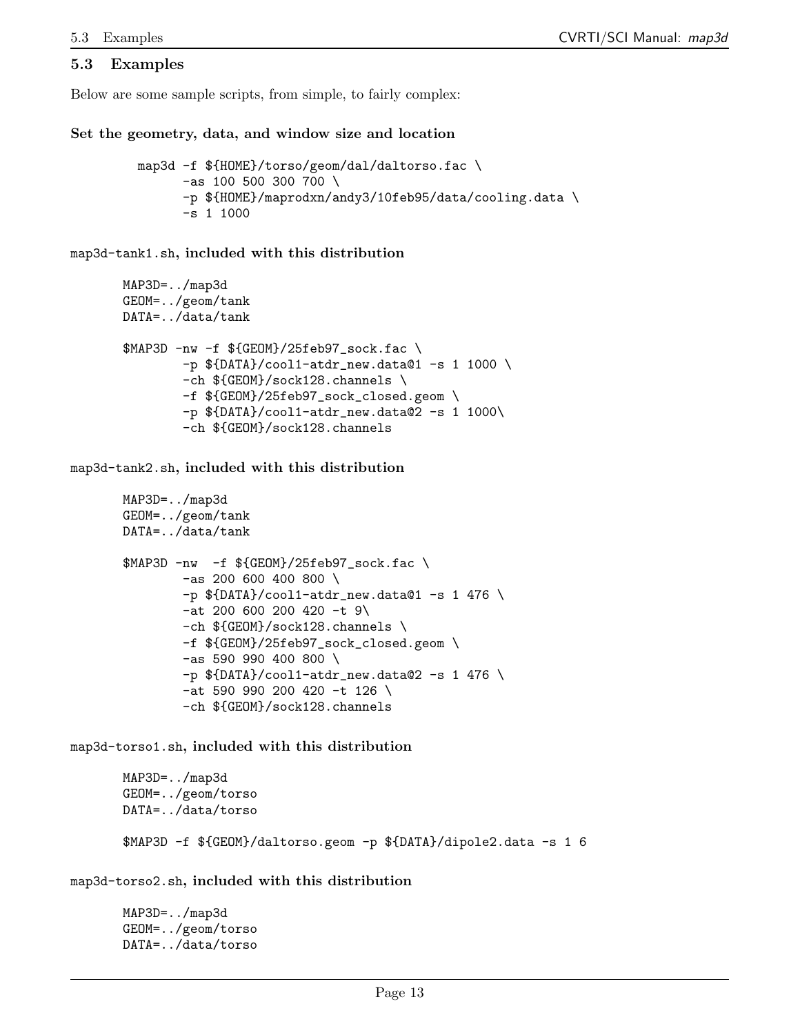## 5.3 Examples

Below are some sample scripts, from simple, to fairly complex:

**Set the geometry, data, and window size and location**

```
map3d -f ${HOME}/torso/geom/dal/daltorso.fac \
      -as 100 500 300 700 \
      -p ${HOME}/maprodxn/andy3/10feb95/data/cooling.data \
      -s 1 1000
```

**`map3d-tank1.sh`, included with this distribution**

```
MAP3D=../map3d
GEOM=../geom/tank
DATA=../data/tank

$MAP3D -nw -f ${GEOM}/25feb97_sock.fac \
        -p ${DATA}/cool1-atdr_new.data@1 -s 1 1000 \
        -ch ${GEOM}/sock128.channels \
        -f ${GEOM}/25feb97_sock_closed.geom \
        -p ${DATA}/cool1-atdr_new.data@2 -s 1 1000\
        -ch ${GEOM}/sock128.channels
```

**`map3d-tank2.sh`, included with this distribution**

```
MAP3D=../map3d
GEOM=../geom/tank
DATA=../data/tank

$MAP3D -nw  -f ${GEOM}/25feb97_sock.fac \
        -as 200 600 400 800 \
        -p ${DATA}/cool1-atdr_new.data@1 -s 1 476 \
        -at 200 600 200 420 -t 9\
        -ch ${GEOM}/sock128.channels \
        -f ${GEOM}/25feb97_sock_closed.geom \
        -as 590 990 400 800 \
        -p ${DATA}/cool1-atdr_new.data@2 -s 1 476 \
        -at 590 990 200 420 -t 126 \
        -ch ${GEOM}/sock128.channels
```

**`map3d-torso1.sh`, included with this distribution**

```
MAP3D=../map3d
GEOM=../geom/torso
DATA=../data/torso

$MAP3D -f ${GEOM}/daltorso.geom -p ${DATA}/dipole2.data -s 1 6
```

**`map3d-torso2.sh`, included with this distribution**

```
MAP3D=../map3d
GEOM=../geom/torso
DATA=../data/torso
```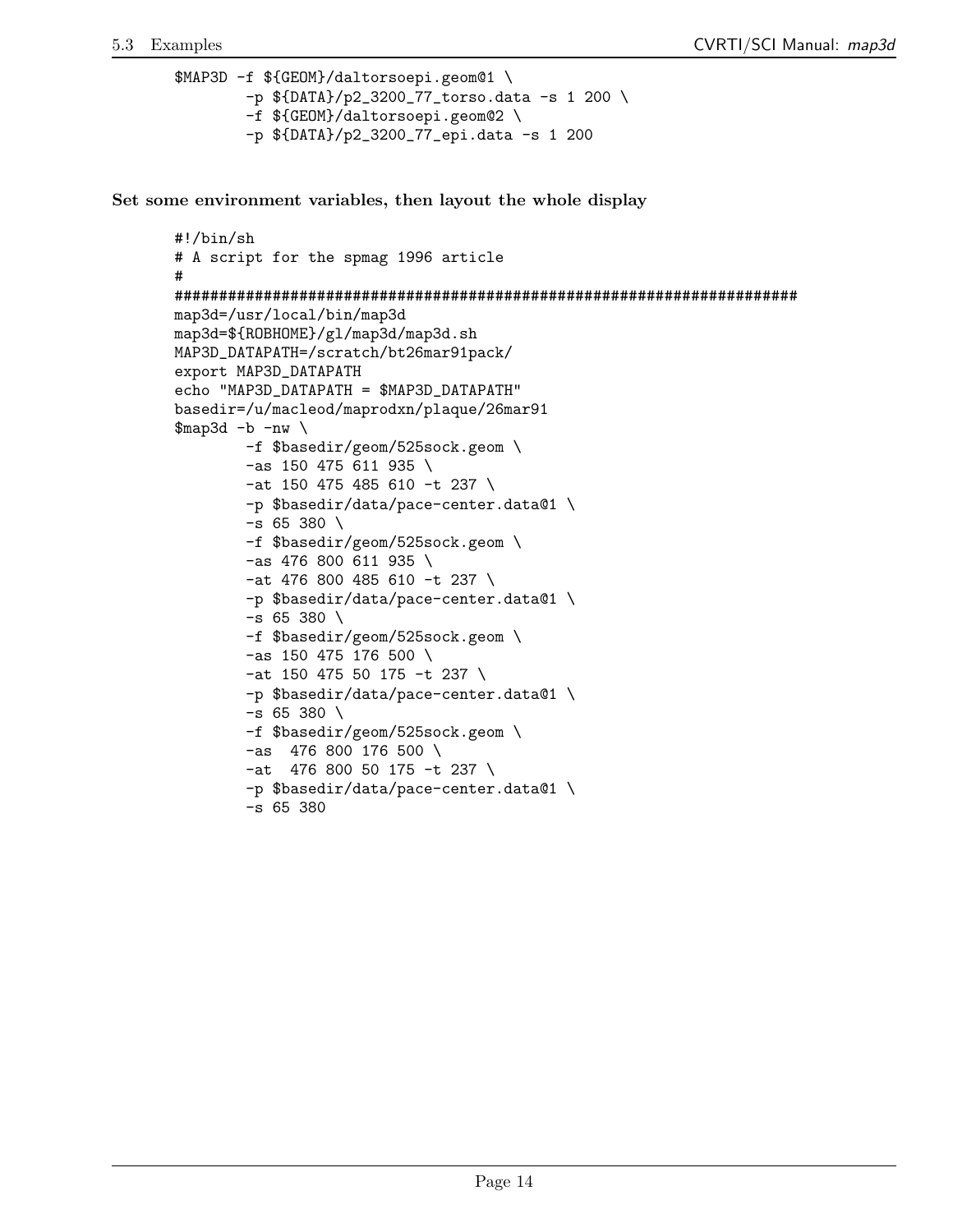```
$MAP3D -f ${GEOM}/daltorsoepi.geom@1 \
        -p ${DATA}/p2_3200_77_torso.data -s 1 200 \
        -f ${GEOM}/daltorsoepi.geom@2 \
        -p ${DATA}/p2_3200_77_epi.data -s 1 200
```

**Set some environment variables, then layout the whole display**

```
#!/bin/sh
# A script for the spmag 1996 article
#
#######################################################################
map3d=/usr/local/bin/map3d
map3d=${ROBHOME}/gl/map3d/map3d.sh
MAP3D_DATAPATH=/scratch/bt26mar91pack/
export MAP3D_DATAPATH
echo "MAP3D_DATAPATH = $MAP3D_DATAPATH"
basedir=/u/macleod/maprodxn/plaque/26mar91
$map3d -b -nw \
        -f $basedir/geom/525sock.geom \
        -as 150 475 611 935 \
        -at 150 475 485 610 -t 237 \
        -p $basedir/data/pace-center.data@1 \
        -s 65 380 \
        -f $basedir/geom/525sock.geom \
        -as 476 800 611 935 \
        -at 476 800 485 610 -t 237 \
        -p $basedir/data/pace-center.data@1 \
        -s 65 380 \
        -f $basedir/geom/525sock.geom \
        -as 150 475 176 500 \
        -at 150 475 50 175 -t 237 \
        -p $basedir/data/pace-center.data@1 \
        -s 65 380 \
        -f $basedir/geom/525sock.geom \
        -as  476 800 176 500 \
        -at  476 800 50 175 -t 237 \
        -p $basedir/data/pace-center.data@1 \
        -s 65 380
```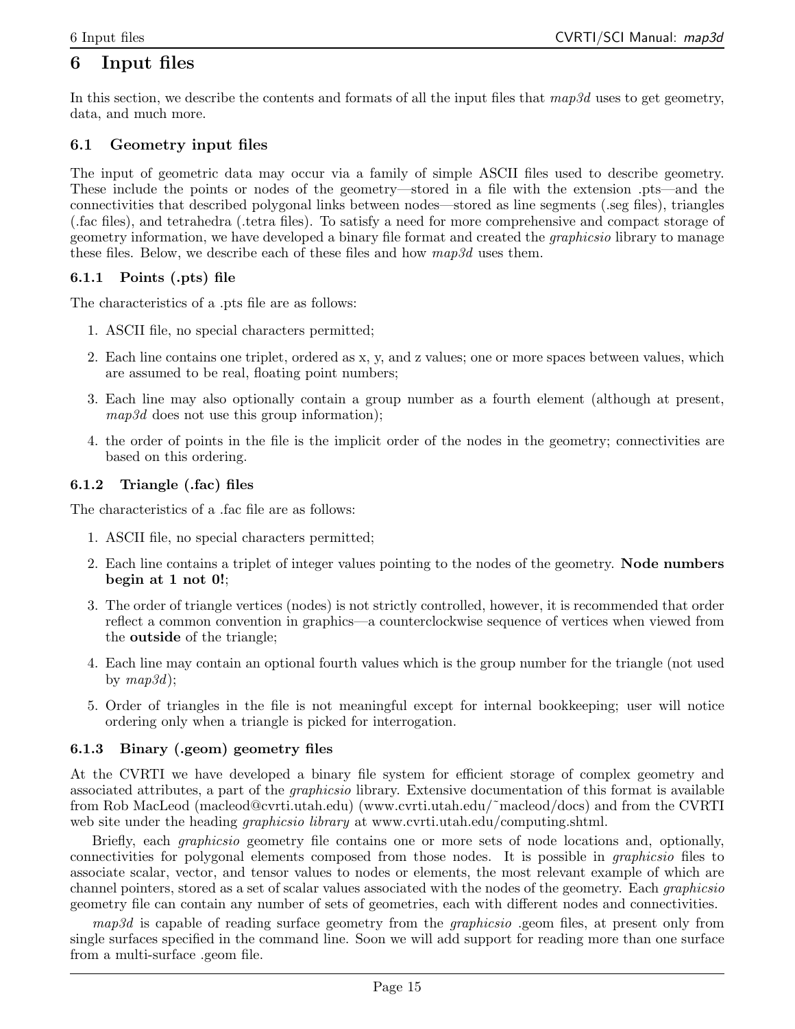# 6 Input files

In this section, we describe the contents and formats of all the input files that *map3d* uses to get geometry, data, and much more.

## 6.1 Geometry input files

The input of geometric data may occur via a family of simple ASCII files used to describe geometry. These include the points or nodes of the geometry—stored in a file with the extension .pts—and the connectivities that described polygonal links between nodes—stored as line segments (.seg files), triangles (.fac files), and tetrahedra (.tetra files). To satisfy a need for more comprehensive and compact storage of geometry information, we have developed a binary file format and created the *graphicsio* library to manage these files. Below, we describe each of these files and how *map3d* uses them.

### 6.1.1 Points (.pts) file

The characteristics of a .pts file are as follows:

1. ASCII file, no special characters permitted;
2. Each line contains one triplet, ordered as x, y, and z values; one or more spaces between values, which are assumed to be real, floating point numbers;
3. Each line may also optionally contain a group number as a fourth element (although at present, *map3d* does not use this group information);
4. the order of points in the file is the implicit order of the nodes in the geometry; connectivities are based on this ordering.

### 6.1.2 Triangle (.fac) files

The characteristics of a .fac file are as follows:

1. ASCII file, no special characters permitted;
2. Each line contains a triplet of integer values pointing to the nodes of the geometry. **Node numbers begin at 1 not 0!**;
3. The order of triangle vertices (nodes) is not strictly controlled, however, it is recommended that order reflect a common convention in graphics—a counterclockwise sequence of vertices when viewed from the **outside** of the triangle;
4. Each line may contain an optional fourth values which is the group number for the triangle (not used by *map3d*);
5. Order of triangles in the file is not meaningful except for internal bookkeeping; user will notice ordering only when a triangle is picked for interrogation.

### 6.1.3 Binary (.geom) geometry files

At the CVRTI we have developed a binary file system for efficient storage of complex geometry and associated attributes, a part of the *graphicsio* library. Extensive documentation of this format is available from Rob MacLeod (macleod@cvrti.utah.edu) (www.cvrti.utah.edu/~macleod/docs) and from the CVRTI web site under the heading *graphicsio library* at www.cvrti.utah.edu/computing.shtml.

Briefly, each *graphicsio* geometry file contains one or more sets of node locations and, optionally, connectivities for polygonal elements composed from those nodes. It is possible in *graphicsio* files to associate scalar, vector, and tensor values to nodes or elements, the most relevant example of which are channel pointers, stored as a set of scalar values associated with the nodes of the geometry. Each *graphicsio* geometry file can contain any number of sets of geometries, each with different nodes and connectivities.

*map3d* is capable of reading surface geometry from the *graphicsio* .geom files, at present only from single surfaces specified in the command line. Soon we will add support for reading more than one surface from a multi-surface .geom file.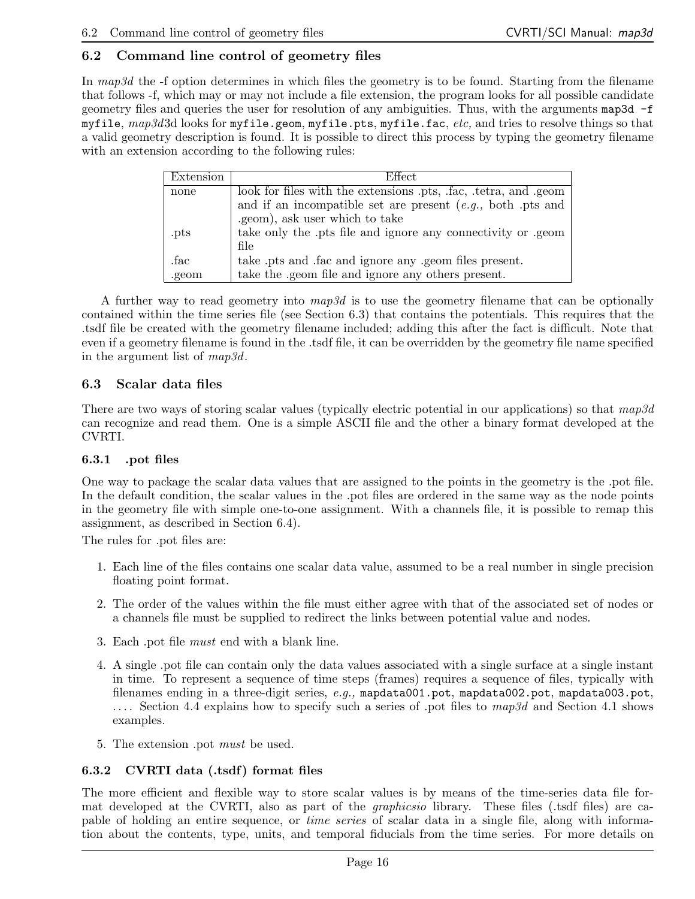## 6.2 Command line control of geometry files

In *map3d* the -f option determines in which files the geometry is to be found. Starting from the filename that follows -f, which may or may not include a file extension, the program looks for all possible candidate geometry files and queries the user for resolution of any ambiguities. Thus, with the arguments `map3d -f myfile`, *map3d*3d looks for `myfile.geom`, `myfile.pts`, `myfile.fac`, *etc,* and tries to resolve things so that a valid geometry description is found. It is possible to direct this process by typing the geometry filename with an extension according to the following rules:

| Extension | Effect |
|---|---|
| none | look for files with the extensions .pts, .fac, .tetra, and .geom and if an incompatible set are present (*e.g.,* both .pts and .geom), ask user which to take |
| .pts | take only the .pts file and ignore any connectivity or .geom file |
| .fac | take .pts and .fac and ignore any .geom files present. |
| .geom | take the .geom file and ignore any others present. |

A further way to read geometry into *map3d* is to use the geometry filename that can be optionally contained within the time series file (see Section 6.3) that contains the potentials. This requires that the .tsdf file be created with the geometry filename included; adding this after the fact is difficult. Note that even if a geometry filename is found in the .tsdf file, it can be overridden by the geometry file name specified in the argument list of *map3d*.

## 6.3 Scalar data files

There are two ways of storing scalar values (typically electric potential in our applications) so that *map3d* can recognize and read them. One is a simple ASCII file and the other a binary format developed at the CVRTI.

### 6.3.1 .pot files

One way to package the scalar data values that are assigned to the points in the geometry is the .pot file. In the default condition, the scalar values in the .pot files are ordered in the same way as the node points in the geometry file with simple one-to-one assignment. With a channels file, it is possible to remap this assignment, as described in Section 6.4).

The rules for .pot files are:

1. Each line of the files contains one scalar data value, assumed to be a real number in single precision floating point format.
2. The order of the values within the file must either agree with that of the associated set of nodes or a channels file must be supplied to redirect the links between potential value and nodes.
3. Each .pot file *must* end with a blank line.
4. A single .pot file can contain only the data values associated with a single surface at a single instant in time. To represent a sequence of time steps (frames) requires a sequence of files, typically with filenames ending in a three-digit series, *e.g.,* `mapdata001.pot`, `mapdata002.pot`, `mapdata003.pot`, .... Section 4.4 explains how to specify such a series of .pot files to *map3d* and Section 4.1 shows examples.
5. The extension .pot *must* be used.

### 6.3.2 CVRTI data (.tsdf) format files

The more efficient and flexible way to store scalar values is by means of the time-series data file format developed at the CVRTI, also as part of the *graphicsio* library. These files (.tsdf files) are capable of holding an entire sequence, or *time series* of scalar data in a single file, along with information about the contents, type, units, and temporal fiducials from the time series. For more details on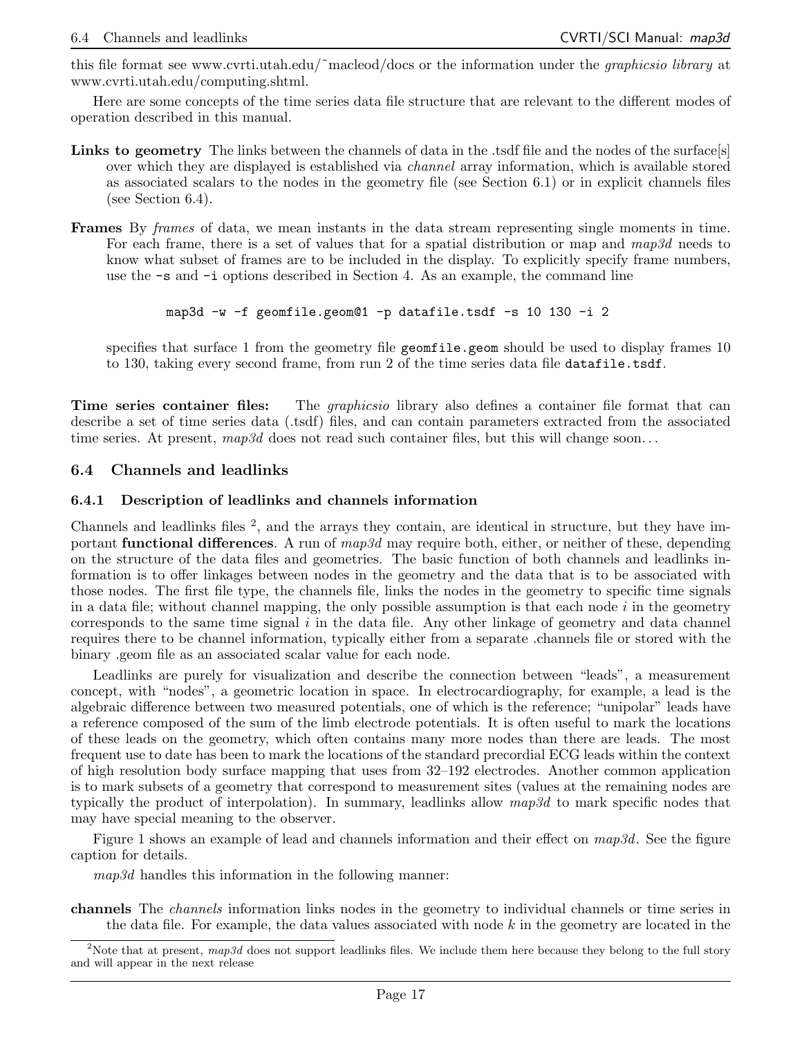this file format see www.cvrti.utah.edu/˜macleod/docs or the information under the *graphicsio library* at www.cvrti.utah.edu/computing.shtml.

Here are some concepts of the time series data file structure that are relevant to the different modes of operation described in this manual.

**Links to geometry** The links between the channels of data in the .tsdf file and the nodes of the surface[s] over which they are displayed is established via *channel* array information, which is available stored as associated scalars to the nodes in the geometry file (see Section 6.1) or in explicit channels files (see Section 6.4).

**Frames** By *frames* of data, we mean instants in the data stream representing single moments in time. For each frame, there is a set of values that for a spatial distribution or map and *map3d* needs to know what subset of frames are to be included in the display. To explicitly specify frame numbers, use the `-s` and `-i` options described in Section 4. As an example, the command line

```
map3d -w -f geomfile.geom@1 -p datafile.tsdf -s 10 130 -i 2
```

specifies that surface 1 from the geometry file `geomfile.geom` should be used to display frames 10 to 130, taking every second frame, from run 2 of the time series data file `datafile.tsdf`.

**Time series container files:** The *graphicsio* library also defines a container file format that can describe a set of time series data (.tsdf) files, and can contain parameters extracted from the associated time series. At present, *map3d* does not read such container files, but this will change soon. . .

## 6.4 Channels and leadlinks

### 6.4.1 Description of leadlinks and channels information

Channels and leadlinks files [2], and the arrays they contain, are identical in structure, but they have important **functional differences**. A run of *map3d* may require both, either, or neither of these, depending on the structure of the data files and geometries. The basic function of both channels and leadlinks information is to offer linkages between nodes in the geometry and the data that is to be associated with those nodes. The first file type, the channels file, links the nodes in the geometry to specific time signals in a data file; without channel mapping, the only possible assumption is that each node $i$ in the geometry corresponds to the same time signal $i$ in the data file. Any other linkage of geometry and data channel requires there to be channel information, typically either from a separate .channels file or stored with the binary .geom file as an associated scalar value for each node.

Leadlinks are purely for visualization and describe the connection between "leads", a measurement concept, with "nodes", a geometric location in space. In electrocardiography, for example, a lead is the algebraic difference between two measured potentials, one of which is the reference; "unipolar" leads have a reference composed of the sum of the limb electrode potentials. It is often useful to mark the locations of these leads on the geometry, which often contains many more nodes than there are leads. The most frequent use to date has been to mark the locations of the standard precordial ECG leads within the context of high resolution body surface mapping that uses from 32–192 electrodes. Another common application is to mark subsets of a geometry that correspond to measurement sites (values at the remaining nodes are typically the product of interpolation). In summary, leadlinks allow *map3d* to mark specific nodes that may have special meaning to the observer.

Figure 1 shows an example of lead and channels information and their effect on *map3d*. See the figure caption for details.

*map3d* handles this information in the following manner:

**channels** The *channels* information links nodes in the geometry to individual channels or time series in the data file. For example, the data values associated with node $k$ in the geometry are located in the

[2] Note that at present, *map3d* does not support leadlinks files. We include them here because they belong to the full story and will appear in the next release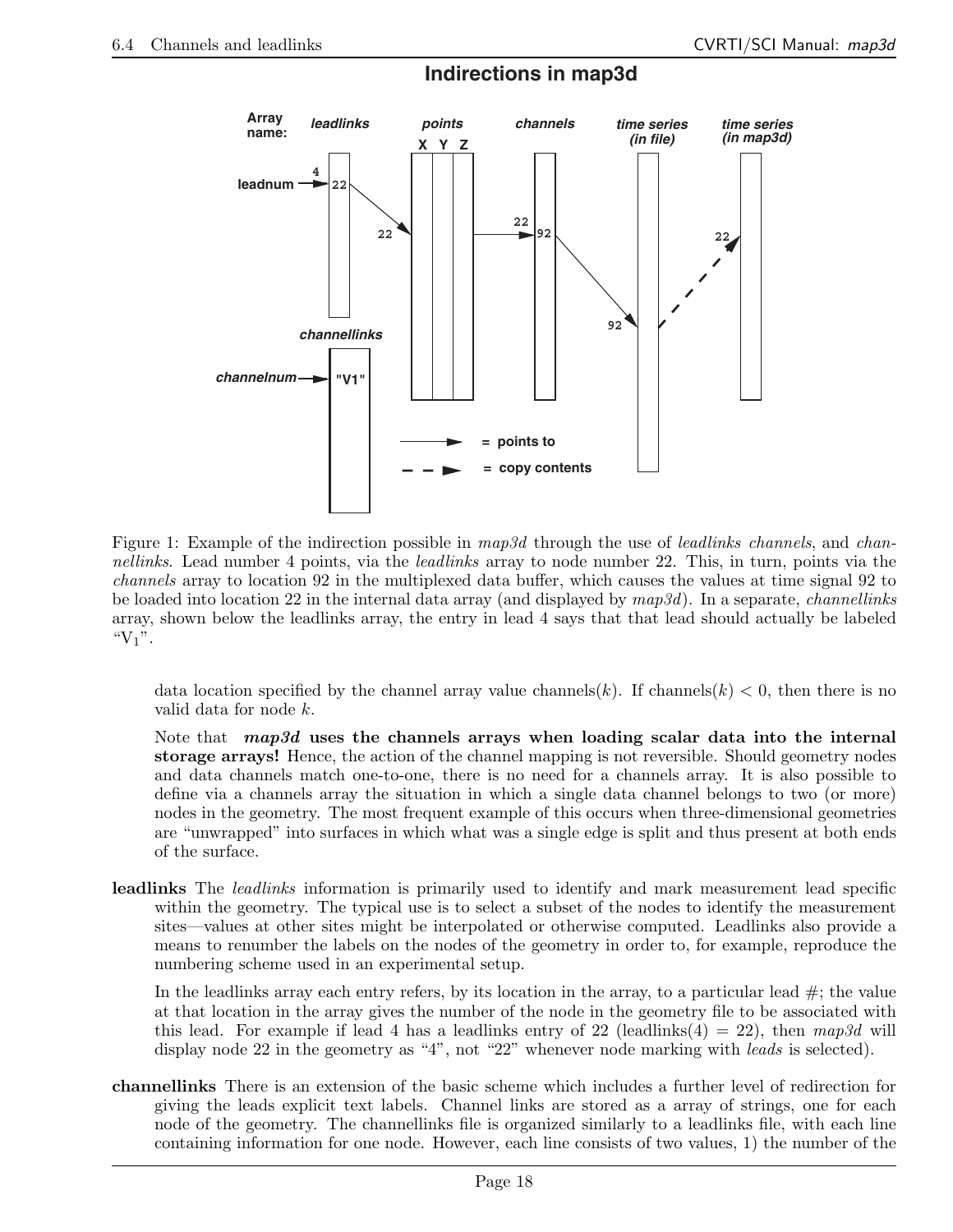**Indirections in map3d**

Array name: leadlinks points channels time series (in file) time series (in map3d)

X Y Z

leadnum 4 22

22

22 92

92

22

channellinks

channelnum "V1"

= points to

= copy contents

Figure 1: Example of the indirection possible in *map3d* through the use of *leadlinks channels*, and *channellinks*. Lead number 4 points, via the *leadlinks* array to node number 22. This, in turn, points via the *channels* array to location 92 in the multiplexed data buffer, which causes the values at time signal 92 to be loaded into location 22 in the internal data array (and displayed by *map3d*). In a separate, *channellinks* array, shown below the leadlinks array, the entry in lead 4 says that that lead should actually be labeled "$V_1$".

data location specified by the channel array value channels($k$). If channels($k$) $< 0$, then there is no valid data for node $k$.

Note that ***map3d* uses the channels arrays when loading scalar data into the internal storage arrays!** Hence, the action of the channel mapping is not reversible. Should geometry nodes and data channels match one-to-one, there is no need for a channels array. It is also possible to define via a channels array the situation in which a single data channel belongs to two (or more) nodes in the geometry. The most frequent example of this occurs when three-dimensional geometries are "unwrapped" into surfaces in which what was a single edge is split and thus present at both ends of the surface.

**leadlinks** The *leadlinks* information is primarily used to identify and mark measurement lead specific within the geometry. The typical use is to select a subset of the nodes to identify the measurement sites—values at other sites might be interpolated or otherwise computed. Leadlinks also provide a means to renumber the labels on the nodes of the geometry in order to, for example, reproduce the numbering scheme used in an experimental setup.

In the leadlinks array each entry refers, by its location in the array, to a particular lead #; the value at that location in the array gives the number of the node in the geometry file to be associated with this lead. For example if lead 4 has a leadlinks entry of 22 (leadlinks(4) = 22), then *map3d* will display node 22 in the geometry as "4", not "22" whenever node marking with *leads* is selected).

**channellinks** There is an extension of the basic scheme which includes a further level of redirection for giving the leads explicit text labels. Channel links are stored as a array of strings, one for each node of the geometry. The channellinks file is organized similarly to a leadlinks file, with each line containing information for one node. However, each line consists of two values, 1) the number of the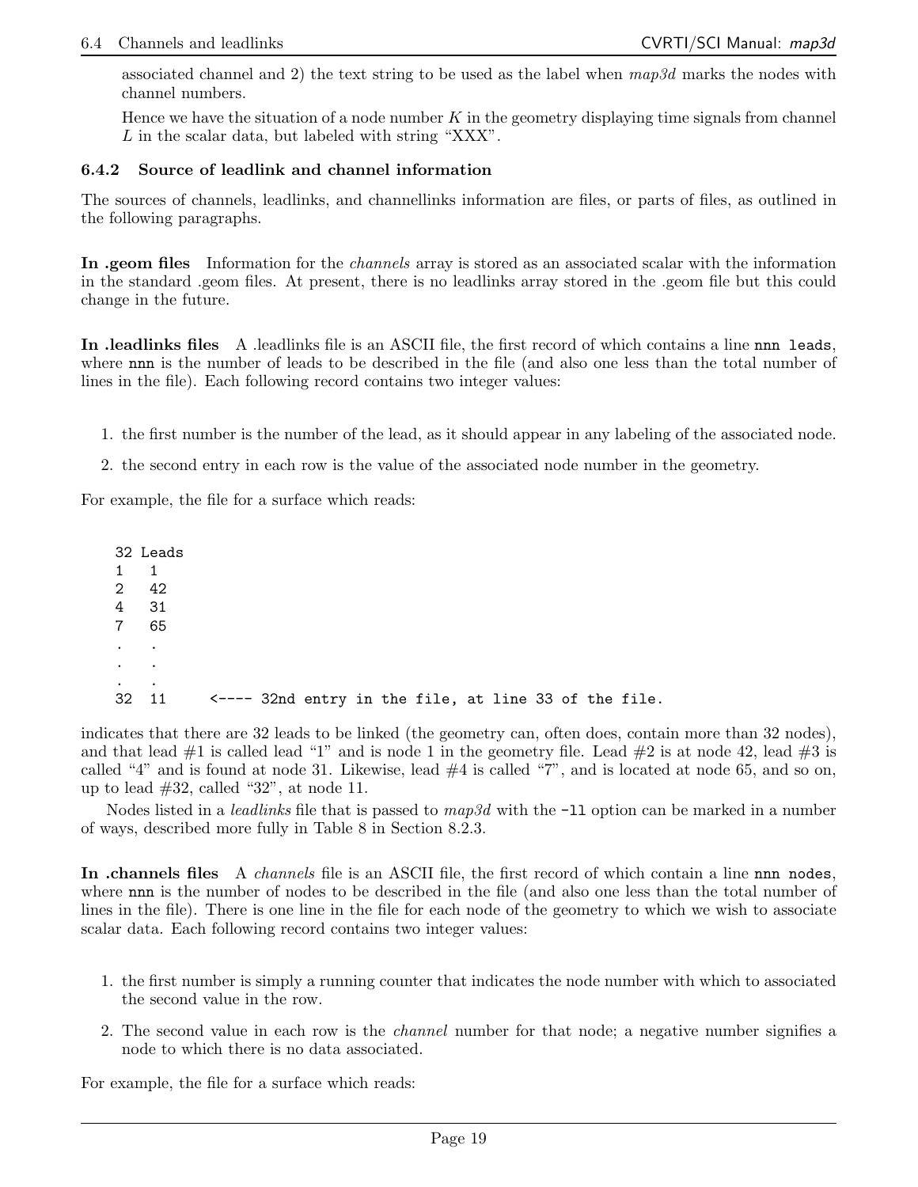associated channel and 2) the text string to be used as the label when *map3d* marks the nodes with channel numbers.

Hence we have the situation of a node number $K$ in the geometry displaying time signals from channel $L$ in the scalar data, but labeled with string "XXX".

### 6.4.2 Source of leadlink and channel information

The sources of channels, leadlinks, and channellinks information are files, or parts of files, as outlined in the following paragraphs.

**In .geom files** Information for the *channels* array is stored as an associated scalar with the information in the standard .geom files. At present, there is no leadlinks array stored in the .geom file but this could change in the future.

**In .leadlinks files** A .leadlinks file is an ASCII file, the first record of which contains a line `nnn leads`, where `nnn` is the number of leads to be described in the file (and also one less than the total number of lines in the file). Each following record contains two integer values:

1. the first number is the number of the lead, as it should appear in any labeling of the associated node.
2. the second entry in each row is the value of the associated node number in the geometry.

For example, the file for a surface which reads:

```
32 Leads
1   1
2   42
4   31
7   65
.   .
.   .
.   .
32  11     <---- 32nd entry in the file, at line 33 of the file.
```

indicates that there are 32 leads to be linked (the geometry can, often does, contain more than 32 nodes), and that lead #1 is called lead "1" and is node 1 in the geometry file. Lead #2 is at node 42, lead #3 is called "4" and is found at node 31. Likewise, lead #4 is called "7", and is located at node 65, and so on, up to lead #32, called "32", at node 11.

Nodes listed in a *leadlinks* file that is passed to *map3d* with the `-ll` option can be marked in a number of ways, described more fully in Table 8 in Section 8.2.3.

**In .channels files** A *channels* file is an ASCII file, the first record of which contain a line `nnn nodes`, where `nnn` is the number of nodes to be described in the file (and also one less than the total number of lines in the file). There is one line in the file for each node of the geometry to which we wish to associate scalar data. Each following record contains two integer values:

1. the first number is simply a running counter that indicates the node number with which to associated the second value in the row.
2. The second value in each row is the *channel* number for that node; a negative number signifies a node to which there is no data associated.

For example, the file for a surface which reads: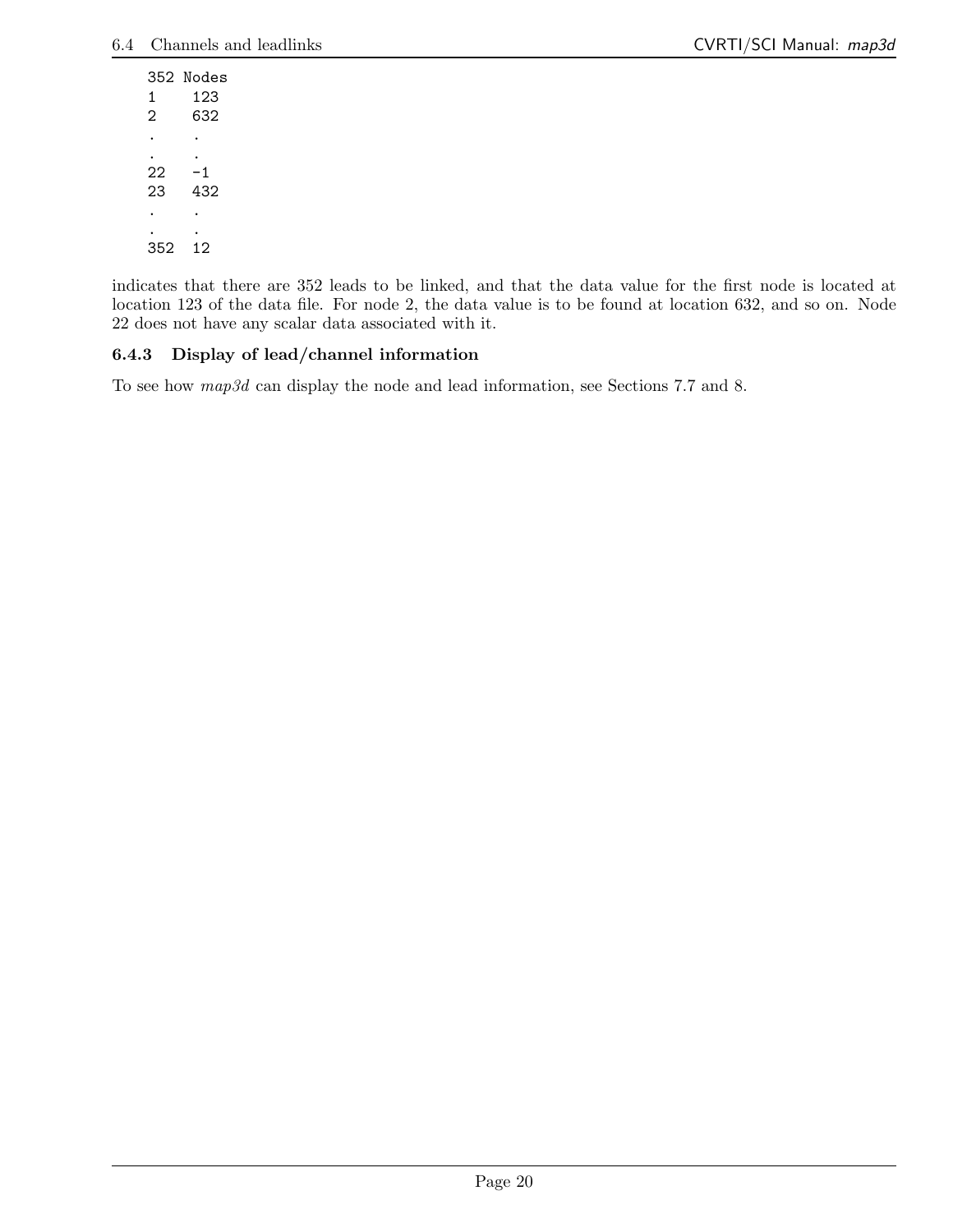```
352 Nodes
1    123
2    632
.    .
.    .
22   -1
23   432
.    .
.    .
352  12
```

indicates that there are 352 leads to be linked, and that the data value for the first node is located at location 123 of the data file. For node 2, the data value is to be found at location 632, and so on. Node 22 does not have any scalar data associated with it.

### 6.4.3 Display of lead/channel information

To see how *map3d* can display the node and lead information, see Sections 7.7 and 8.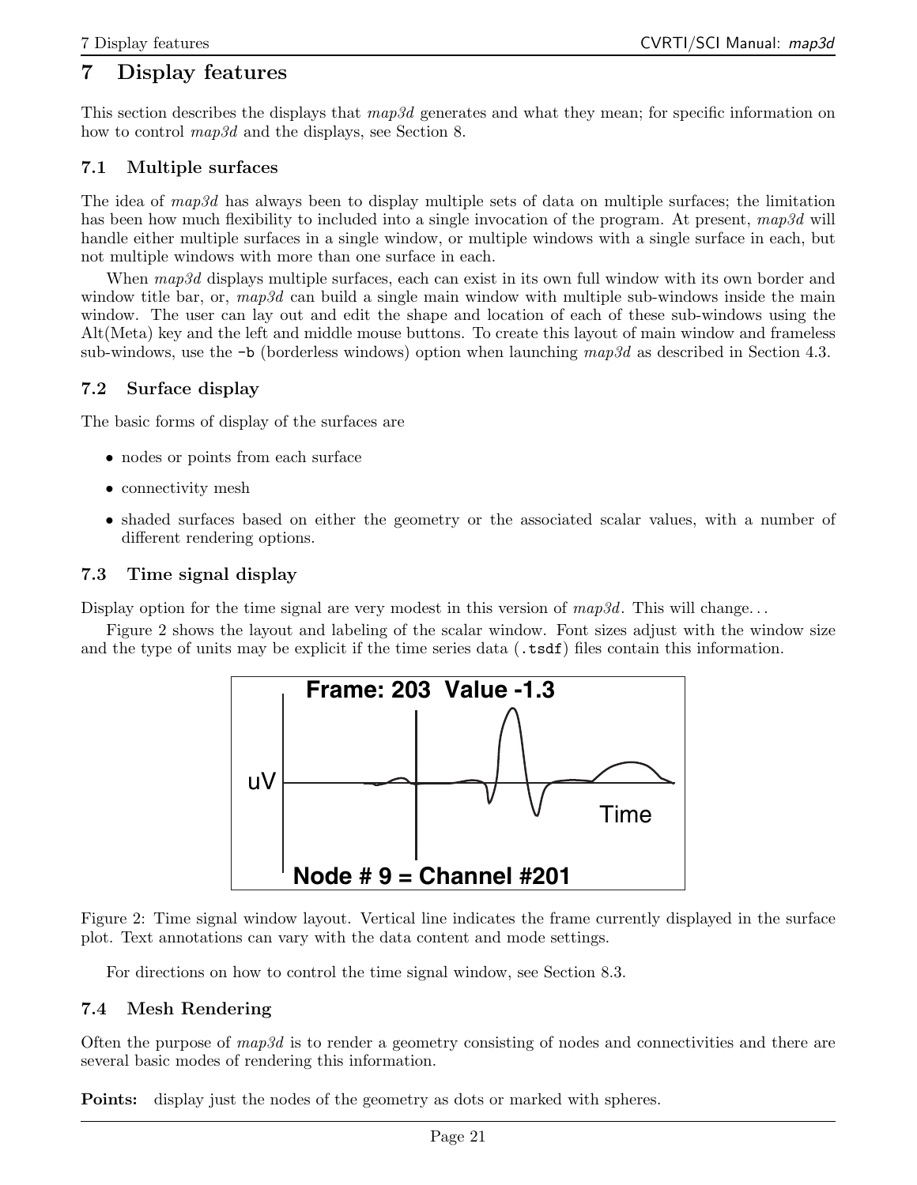# 7 Display features

This section describes the displays that *map3d* generates and what they mean; for specific information on how to control *map3d* and the displays, see Section 8.

## 7.1 Multiple surfaces

The idea of *map3d* has always been to display multiple sets of data on multiple surfaces; the limitation has been how much flexibility to included into a single invocation of the program. At present, *map3d* will handle either multiple surfaces in a single window, or multiple windows with a single surface in each, but not multiple windows with more than one surface in each.

When *map3d* displays multiple surfaces, each can exist in its own full window with its own border and window title bar, or, *map3d* can build a single main window with multiple sub-windows inside the main window. The user can lay out and edit the shape and location of each of these sub-windows using the Alt(Meta) key and the left and middle mouse buttons. To create this layout of main window and frameless sub-windows, use the `-b` (borderless windows) option when launching *map3d* as described in Section 4.3.

## 7.2 Surface display

The basic forms of display of the surfaces are

- nodes or points from each surface
- connectivity mesh
- shaded surfaces based on either the geometry or the associated scalar values, with a number of different rendering options.

## 7.3 Time signal display

Display option for the time signal are very modest in this version of *map3d*. This will change...

Figure 2 shows the layout and labeling of the scalar window. Font sizes adjust with the window size and the type of units may be explicit if the time series data (`.tsdf`) files contain this information.

Frame: 203 Value -1.3

uV

Time

Node # 9 = Channel #201

Figure 2: Time signal window layout. Vertical line indicates the frame currently displayed in the surface plot. Text annotations can vary with the data content and mode settings.

For directions on how to control the time signal window, see Section 8.3.

## 7.4 Mesh Rendering

Often the purpose of *map3d* is to render a geometry consisting of nodes and connectivities and there are several basic modes of rendering this information.

**Points:** display just the nodes of the geometry as dots or marked with spheres.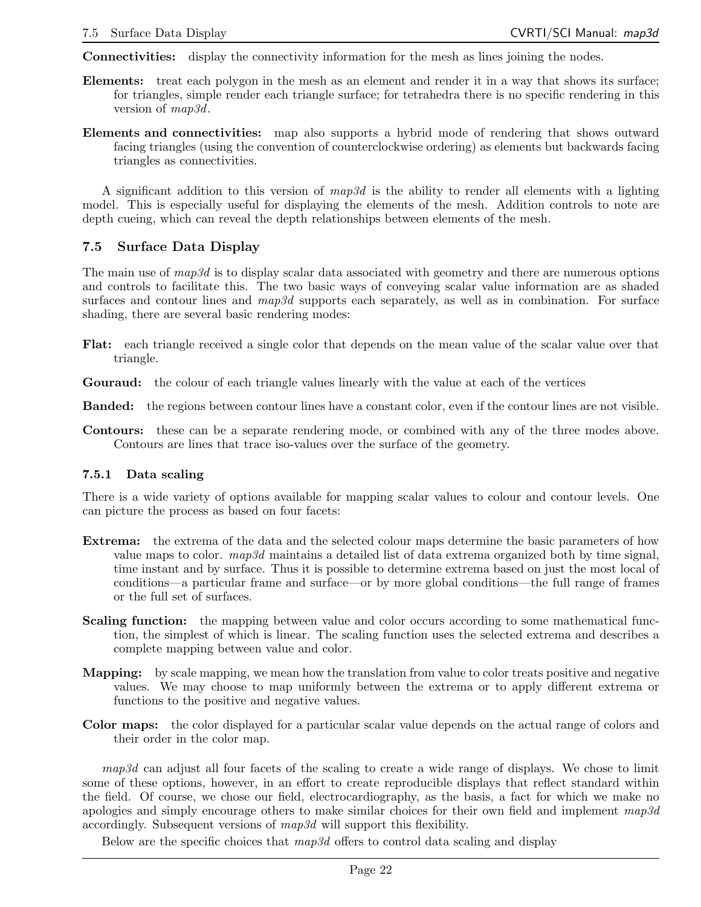**Connectivities:** display the connectivity information for the mesh as lines joining the nodes.

**Elements:** treat each polygon in the mesh as an element and render it in a way that shows its surface; for triangles, simple render each triangle surface; for tetrahedra there is no specific rendering in this version of *map3d*.

**Elements and connectivities:** map also supports a hybrid mode of rendering that shows outward facing triangles (using the convention of counterclockwise ordering) as elements but backwards facing triangles as connectivities.

A significant addition to this version of *map3d* is the ability to render all elements with a lighting model. This is especially useful for displaying the elements of the mesh. Addition controls to note are depth cueing, which can reveal the depth relationships between elements of the mesh.

## 7.5 Surface Data Display

The main use of *map3d* is to display scalar data associated with geometry and there are numerous options and controls to facilitate this. The two basic ways of conveying scalar value information are as shaded surfaces and contour lines and *map3d* supports each separately, as well as in combination. For surface shading, there are several basic rendering modes:

**Flat:** each triangle received a single color that depends on the mean value of the scalar value over that triangle.

**Gouraud:** the colour of each triangle values linearly with the value at each of the vertices

**Banded:** the regions between contour lines have a constant color, even if the contour lines are not visible.

**Contours:** these can be a separate rendering mode, or combined with any of the three modes above. Contours are lines that trace iso-values over the surface of the geometry.

### 7.5.1 Data scaling

There is a wide variety of options available for mapping scalar values to colour and contour levels. One can picture the process as based on four facets:

**Extrema:** the extrema of the data and the selected colour maps determine the basic parameters of how value maps to color. *map3d* maintains a detailed list of data extrema organized both by time signal, time instant and by surface. Thus it is possible to determine extrema based on just the most local of conditions—a particular frame and surface—or by more global conditions—the full range of frames or the full set of surfaces.

**Scaling function:** the mapping between value and color occurs according to some mathematical function, the simplest of which is linear. The scaling function uses the selected extrema and describes a complete mapping between value and color.

**Mapping:** by scale mapping, we mean how the translation from value to color treats positive and negative values. We may choose to map uniformly between the extrema or to apply different extrema or functions to the positive and negative values.

**Color maps:** the color displayed for a particular scalar value depends on the actual range of colors and their order in the color map.

*map3d* can adjust all four facets of the scaling to create a wide range of displays. We chose to limit some of these options, however, in an effort to create reproducible displays that reflect standard within the field. Of course, we chose our field, electrocardiography, as the basis, a fact for which we make no apologies and simply encourage others to make similar choices for their own field and implement *map3d* accordingly. Subsequent versions of *map3d* will support this flexibility.

Below are the specific choices that *map3d* offers to control data scaling and display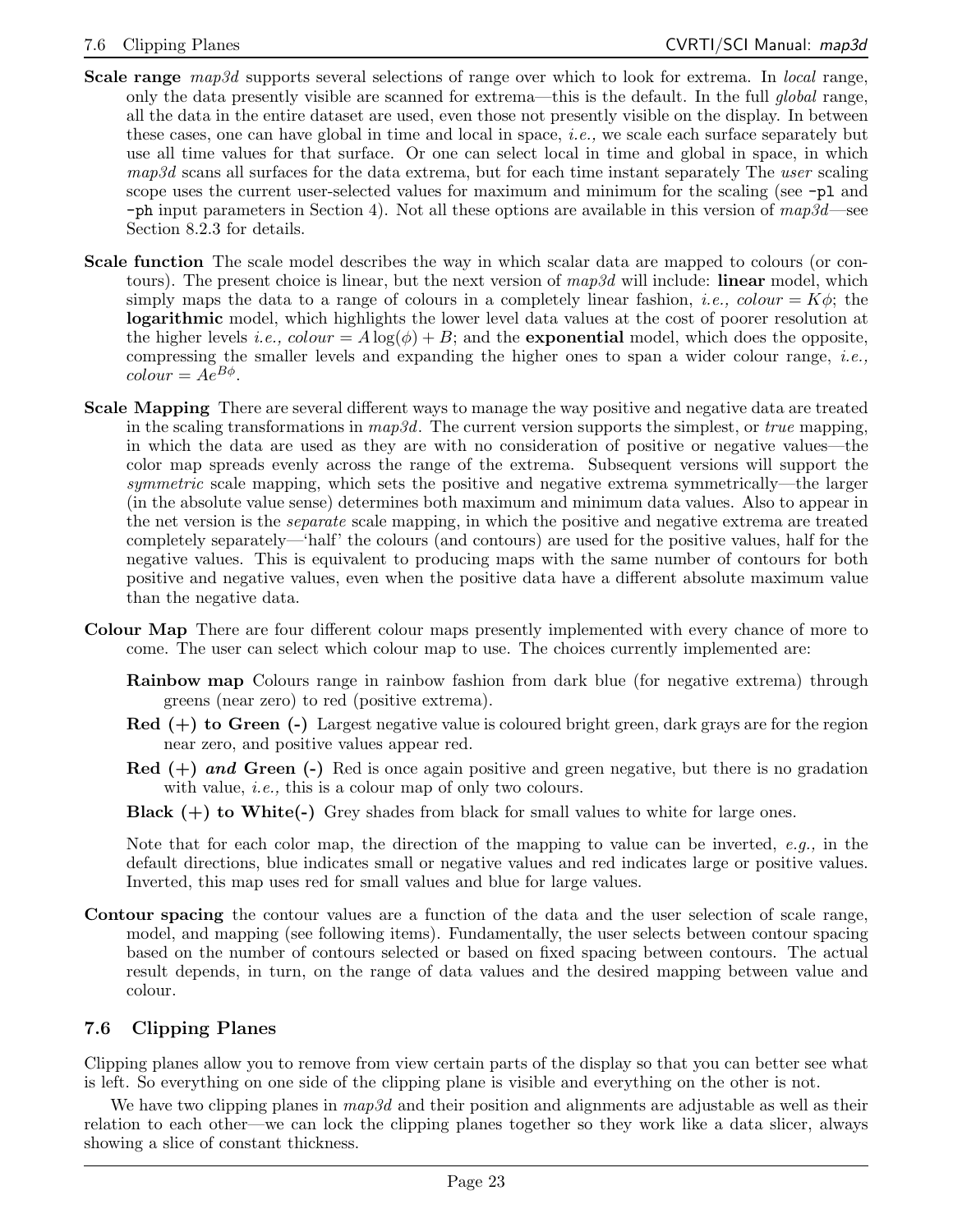**Scale range** *map3d* supports several selections of range over which to look for extrema. In *local* range, only the data presently visible are scanned for extrema—this is the default. In the full *global* range, all the data in the entire dataset are used, even those not presently visible on the display. In between these cases, one can have global in time and local in space, *i.e.,* we scale each surface separately but use all time values for that surface. Or one can select local in time and global in space, in which *map3d* scans all surfaces for the data extrema, but for each time instant separately The *user* scaling scope uses the current user-selected values for maximum and minimum for the scaling (see `-pl` and `-ph` input parameters in Section 4). Not all these options are available in this version of *map3d*—see Section 8.2.3 for details.

**Scale function** The scale model describes the way in which scalar data are mapped to colours (or contours). The present choice is linear, but the next version of *map3d* will include: **linear** model, which simply maps the data to a range of colours in a completely linear fashion, *i.e., colour* $= K\phi$; the **logarithmic** model, which highlights the lower level data values at the cost of poorer resolution at the higher levels *i.e., colour* $= A\log(\phi) + B$; and the **exponential** model, which does the opposite, compressing the smaller levels and expanding the higher ones to span a wider colour range, *i.e., colour* $= Ae^{B\phi}$.

**Scale Mapping** There are several different ways to manage the way positive and negative data are treated in the scaling transformations in *map3d*. The current version supports the simplest, or *true* mapping, in which the data are used as they are with no consideration of positive or negative values—the color map spreads evenly across the range of the extrema. Subsequent versions will support the *symmetric* scale mapping, which sets the positive and negative extrema symmetrically—the larger (in the absolute value sense) determines both maximum and minimum data values. Also to appear in the net version is the *separate* scale mapping, in which the positive and negative extrema are treated completely separately—'half' the colours (and contours) are used for the positive values, half for the negative values. This is equivalent to producing maps with the same number of contours for both positive and negative values, even when the positive data have a different absolute maximum value than the negative data.

**Colour Map** There are four different colour maps presently implemented with every chance of more to come. The user can select which colour map to use. The choices currently implemented are:

- **Rainbow map** Colours range in rainbow fashion from dark blue (for negative extrema) through greens (near zero) to red (positive extrema).
- **Red (+) to Green (-)** Largest negative value is coloured bright green, dark grays are for the region near zero, and positive values appear red.
- **Red (+) *and* Green (-)** Red is once again positive and green negative, but there is no gradation with value, *i.e.,* this is a colour map of only two colours.
- **Black (+) to White(-)** Grey shades from black for small values to white for large ones.

Note that for each color map, the direction of the mapping to value can be inverted, *e.g.,* in the default directions, blue indicates small or negative values and red indicates large or positive values. Inverted, this map uses red for small values and blue for large values.

**Contour spacing** the contour values are a function of the data and the user selection of scale range, model, and mapping (see following items). Fundamentally, the user selects between contour spacing based on the number of contours selected or based on fixed spacing between contours. The actual result depends, in turn, on the range of data values and the desired mapping between value and colour.

## 7.6 Clipping Planes

Clipping planes allow you to remove from view certain parts of the display so that you can better see what is left. So everything on one side of the clipping plane is visible and everything on the other is not.

We have two clipping planes in *map3d* and their position and alignments are adjustable as well as their relation to each other—we can lock the clipping planes together so they work like a data slicer, always showing a slice of constant thickness.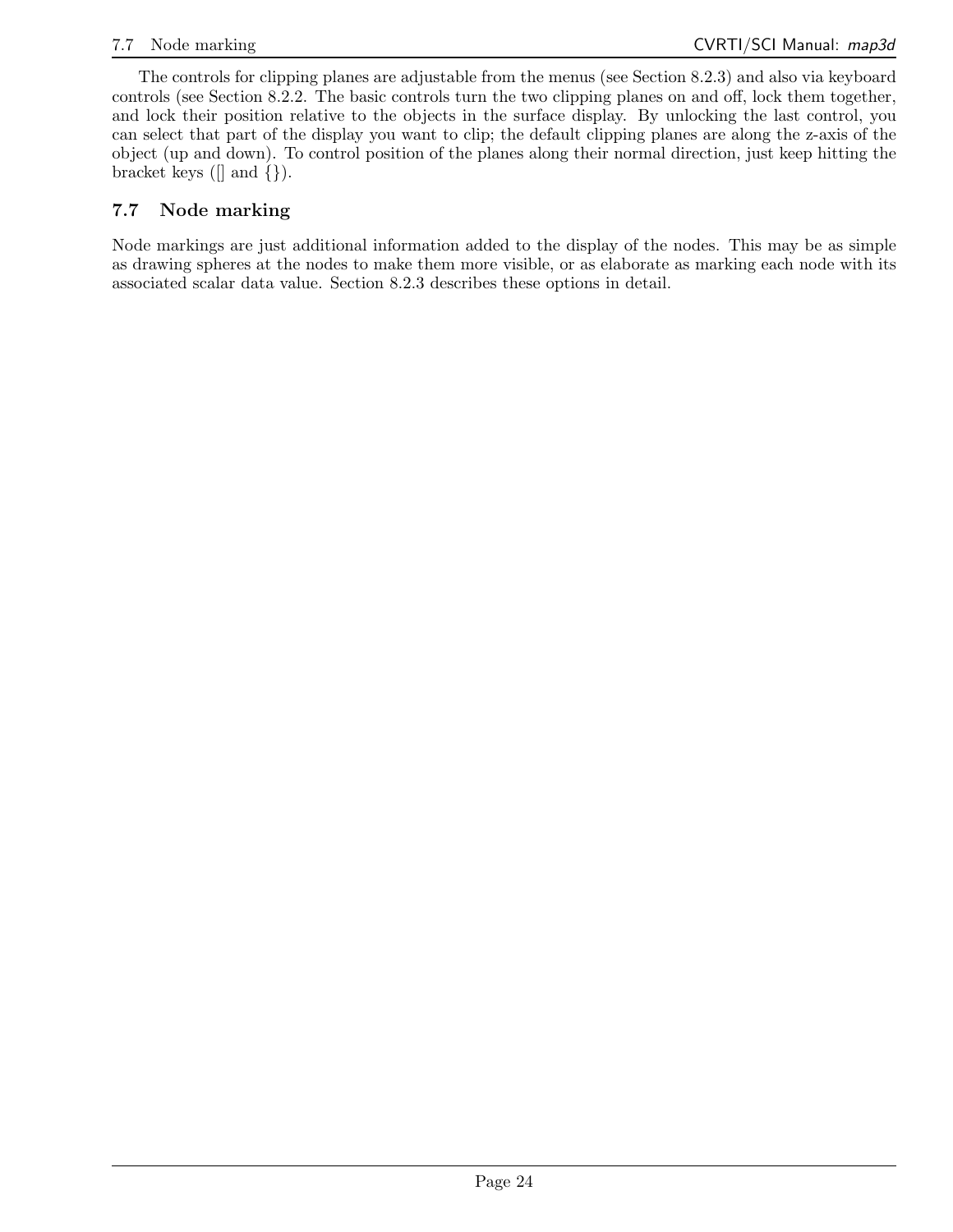The controls for clipping planes are adjustable from the menus (see Section 8.2.3) and also via keyboard controls (see Section 8.2.2. The basic controls turn the two clipping planes on and off, lock them together, and lock their position relative to the objects in the surface display. By unlocking the last control, you can select that part of the display you want to clip; the default clipping planes are along the z-axis of the object (up and down). To control position of the planes along their normal direction, just keep hitting the bracket keys ([] and {}).

## 7.7 Node marking

Node markings are just additional information added to the display of the nodes. This may be as simple as drawing spheres at the nodes to make them more visible, or as elaborate as marking each node with its associated scalar data value. Section 8.2.3 describes these options in detail.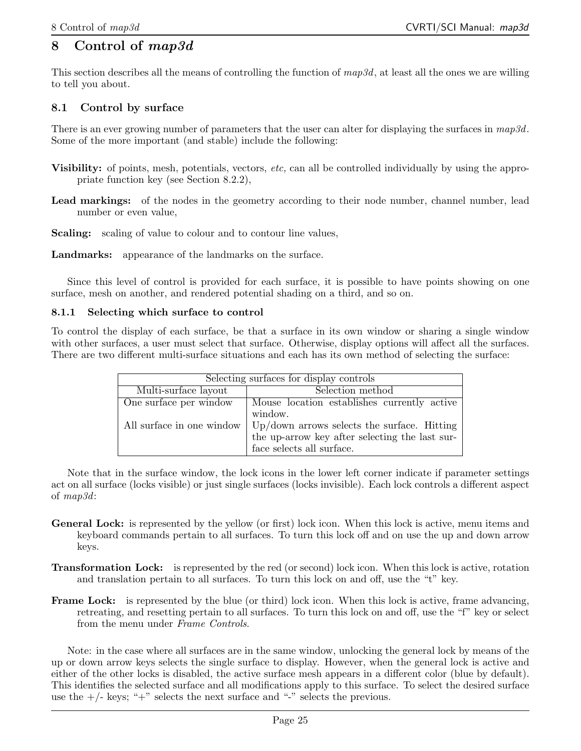# 8 Control of *map3d*

This section describes all the means of controlling the function of *map3d*, at least all the ones we are willing to tell you about.

## 8.1 Control by surface

There is an ever growing number of parameters that the user can alter for displaying the surfaces in *map3d*. Some of the more important (and stable) include the following:

**Visibility:** of points, mesh, potentials, vectors, *etc,* can all be controlled individually by using the appropriate function key (see Section 8.2.2),

**Lead markings:** of the nodes in the geometry according to their node number, channel number, lead number or even value,

**Scaling:** scaling of value to colour and to contour line values,

**Landmarks:** appearance of the landmarks on the surface.

Since this level of control is provided for each surface, it is possible to have points showing on one surface, mesh on another, and rendered potential shading on a third, and so on.

### 8.1.1 Selecting which surface to control

To control the display of each surface, be that a surface in its own window or sharing a single window with other surfaces, a user must select that surface. Otherwise, display options will affect all the surfaces. There are two different multi-surface situations and each has its own method of selecting the surface:

| Selecting surfaces for display controls | |
|---|---|
| Multi-surface layout | Selection method |
| One surface per window | Mouse location establishes currently active window. |
| All surface in one window | Up/down arrows selects the surface. Hitting the up-arrow key after selecting the last surface selects all surface. |

Note that in the surface window, the lock icons in the lower left corner indicate if parameter settings act on all surface (locks visible) or just single surfaces (locks invisible). Each lock controls a different aspect of *map3d*:

**General Lock:** is represented by the yellow (or first) lock icon. When this lock is active, menu items and keyboard commands pertain to all surfaces. To turn this lock off and on use the up and down arrow keys.

**Transformation Lock:** is represented by the red (or second) lock icon. When this lock is active, rotation and translation pertain to all surfaces. To turn this lock on and off, use the "t" key.

**Frame Lock:** is represented by the blue (or third) lock icon. When this lock is active, frame advancing, retreating, and resetting pertain to all surfaces. To turn this lock on and off, use the "f" key or select from the menu under *Frame Controls*.

Note: in the case where all surfaces are in the same window, unlocking the general lock by means of the up or down arrow keys selects the single surface to display. However, when the general lock is active and either of the other locks is disabled, the active surface mesh appears in a different color (blue by default). This identifies the selected surface and all modifications apply to this surface. To select the desired surface use the +/- keys; "+" selects the next surface and "-" selects the previous.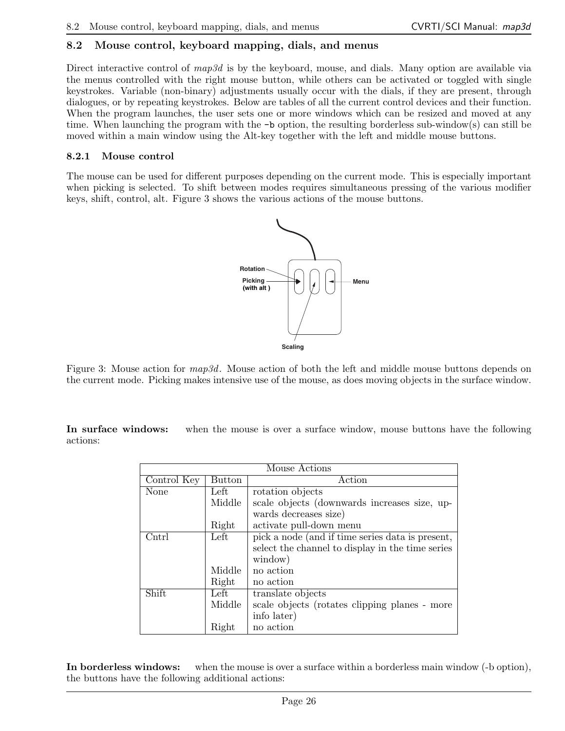## 8.2 Mouse control, keyboard mapping, dials, and menus

Direct interactive control of *map3d* is by the keyboard, mouse, and dials. Many option are available via the menus controlled with the right mouse button, while others can be activated or toggled with single keystrokes. Variable (non-binary) adjustments usually occur with the dials, if they are present, through dialogues, or by repeating keystrokes. Below are tables of all the current control devices and their function. When the program launches, the user sets one or more windows which can be resized and moved at any time. When launching the program with the `-b` option, the resulting borderless sub-window(s) can still be moved within a main window using the Alt-key together with the left and middle mouse buttons.

### 8.2.1 Mouse control

The mouse can be used for different purposes depending on the current mode. This is especially important when picking is selected. To shift between modes requires simultaneous pressing of the various modifier keys, shift, control, alt. Figure 3 shows the various actions of the mouse buttons.

Rotation

Picking (with alt )

Menu

Scaling

Figure 3: Mouse action for *map3d*. Mouse action of both the left and middle mouse buttons depends on the current mode. Picking makes intensive use of the mouse, as does moving objects in the surface window.

**In surface windows:** when the mouse is over a surface window, mouse buttons have the following actions:

| Mouse Actions | | |
|---|---|---|
| Control Key | Button | Action |
| None | Left | rotation objects |
| | Middle | scale objects (downwards increases size, upwards decreases size) |
| | Right | activate pull-down menu |
| Cntrl | Left | pick a node (and if time series data is present, select the channel to display in the time series window) |
| | Middle | no action |
| | Right | no action |
| Shift | Left | translate objects |
| | Middle | scale objects (rotates clipping planes - more info later) |
| | Right | no action |

**In borderless windows:** when the mouse is over a surface within a borderless main window (-b option), the buttons have the following additional actions: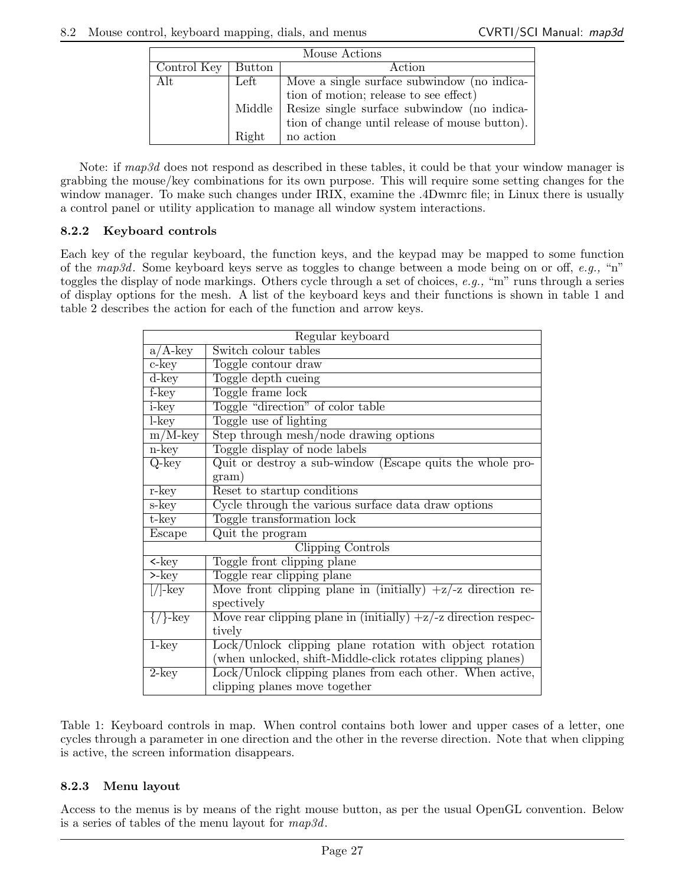| Mouse Actions | | |
|---|---|---|
| Control Key | Button | Action |
| Alt | Left | Move a single surface subwindow (no indication of motion; release to see effect) |
| | Middle | Resize single surface subwindow (no indication of change until release of mouse button). |
| | Right | no action |

Note: if *map3d* does not respond as described in these tables, it could be that your window manager is grabbing the mouse/key combinations for its own purpose. This will require some setting changes for the window manager. To make such changes under IRIX, examine the .4Dwmrc file; in Linux there is usually a control panel or utility application to manage all window system interactions.

### 8.2.2 Keyboard controls

Each key of the regular keyboard, the function keys, and the keypad may be mapped to some function of the *map3d*. Some keyboard keys serve as toggles to change between a mode being on or off, *e.g.,* "n" toggles the display of node markings. Others cycle through a set of choices, *e.g.,* "m" runs through a series of display options for the mesh. A list of the keyboard keys and their functions is shown in table 1 and table 2 describes the action for each of the function and arrow keys.

| Regular keyboard | |
|---|---|
| a/A-key | Switch colour tables |
| c-key | Toggle contour draw |
| d-key | Toggle depth cueing |
| f-key | Toggle frame lock |
| i-key | Toggle "direction" of color table |
| l-key | Toggle use of lighting |
| m/M-key | Step through mesh/node drawing options |
| n-key | Toggle display of node labels |
| Q-key | Quit or destroy a sub-window (Escape quits the whole program) |
| r-key | Reset to startup conditions |
| s-key | Cycle through the various surface data draw options |
| t-key | Toggle transformation lock |
| Escape | Quit the program |
| Clipping Controls | |
| <-key | Toggle front clipping plane |
| >-key | Toggle rear clipping plane |
| [/]-key | Move front clipping plane in (initially) +z/-z direction respectively |
| {/}-key | Move rear clipping plane in (initially) +z/-z direction respectively |
| 1-key | Lock/Unlock clipping plane rotation with object rotation (when unlocked, shift-Middle-click rotates clipping planes) |
| 2-key | Lock/Unlock clipping planes from each other. When active, clipping planes move together |

Table 1: Keyboard controls in map. When control contains both lower and upper cases of a letter, one cycles through a parameter in one direction and the other in the reverse direction. Note that when clipping is active, the screen information disappears.

### 8.2.3 Menu layout

Access to the menus is by means of the right mouse button, as per the usual OpenGL convention. Below is a series of tables of the menu layout for *map3d*.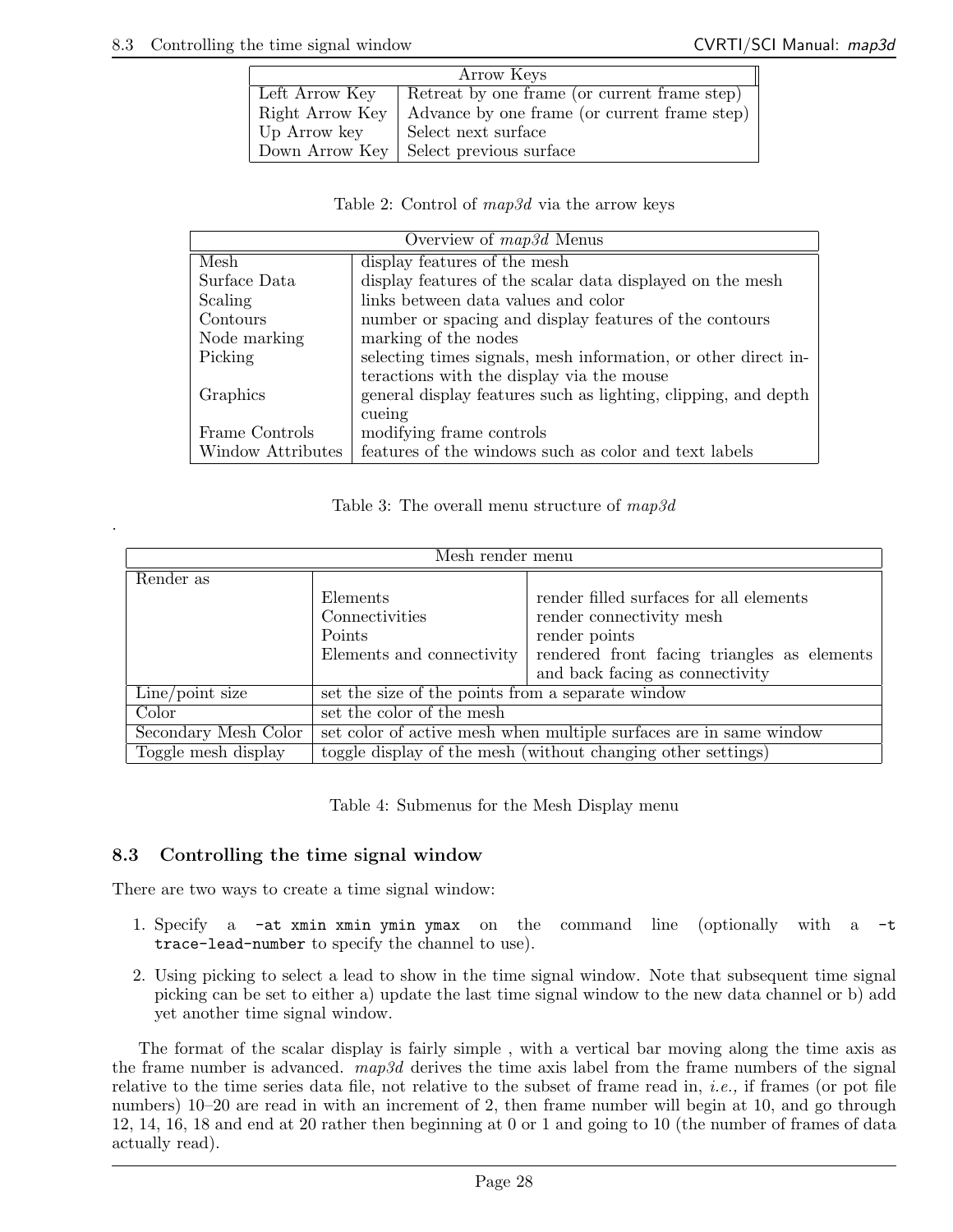| Arrow Keys | |
|---|---|
| Left Arrow Key | Retreat by one frame (or current frame step) |
| Right Arrow Key | Advance by one frame (or current frame step) |
| Up Arrow key | Select next surface |
| Down Arrow Key | Select previous surface |

Table 2: Control of *map3d* via the arrow keys

| Overview of *map3d* Menus | |
|---|---|
| Mesh | display features of the mesh |
| Surface Data | display features of the scalar data displayed on the mesh |
| Scaling | links between data values and color |
| Contours | number or spacing and display features of the contours |
| Node marking | marking of the nodes |
| Picking | selecting times signals, mesh information, or other direct interactions with the display via the mouse |
| Graphics | general display features such as lighting, clipping, and depth cueing |
| Frame Controls | modifying frame controls |
| Window Attributes | features of the windows such as color and text labels |

Table 3: The overall menu structure of *map3d*

| Mesh render menu | | |
|---|---|---|
| Render as | | |
| | Elements | render filled surfaces for all elements |
| | Connectivities | render connectivity mesh |
| | Points | render points |
| | Elements and connectivity | rendered front facing triangles as elements and back facing as connectivity |
| Line/point size | set the size of the points from a separate window | |
| Color | set the color of the mesh | |
| Secondary Mesh Color | set color of active mesh when multiple surfaces are in same window | |
| Toggle mesh display | toggle display of the mesh (without changing other settings) | |

Table 4: Submenus for the Mesh Display menu

## 8.3 Controlling the time signal window

There are two ways to create a time signal window:

1. Specify a `-at xmin xmin ymin ymax` on the command line (optionally with a `-t trace-lead-number` to specify the channel to use).
2. Using picking to select a lead to show in the time signal window. Note that subsequent time signal picking can be set to either a) update the last time signal window to the new data channel or b) add yet another time signal window.

The format of the scalar display is fairly simple , with a vertical bar moving along the time axis as the frame number is advanced. *map3d* derives the time axis label from the frame numbers of the signal relative to the time series data file, not relative to the subset of frame read in, *i.e.,* if frames (or pot file numbers) 10–20 are read in with an increment of 2, then frame number will begin at 10, and go through 12, 14, 16, 18 and end at 20 rather then beginning at 0 or 1 and going to 10 (the number of frames of data actually read).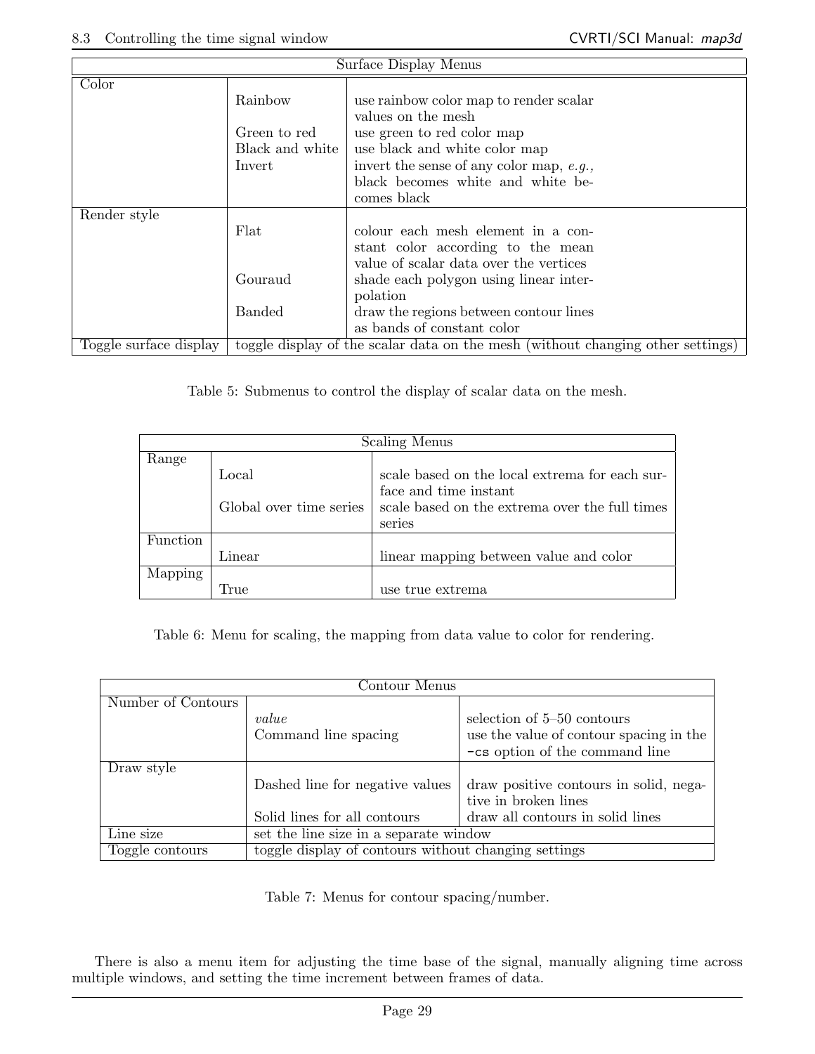| Surface Display Menus | | |
|---|---|---|
| Color | | |
| | Rainbow | use rainbow color map to render scalar values on the mesh |
| | Green to red | use green to red color map |
| | Black and white | use black and white color map |
| | Invert | invert the sense of any color map, *e.g.,* black becomes white and white becomes black |
| Render style | | |
| | Flat | colour each mesh element in a constant color according to the mean value of scalar data over the vertices |
| | Gouraud | shade each polygon using linear interpolation |
| | Banded | draw the regions between contour lines as bands of constant color |
| Toggle surface display | toggle display of the scalar data on the mesh (without changing other settings) | |

Table 5: Submenus to control the display of scalar data on the mesh.

| Scaling Menus | | |
|---|---|---|
| Range | | |
| | Local | scale based on the local extrema for each surface and time instant |
| | Global over time series | scale based on the extrema over the full times series |
| Function | | |
| | Linear | linear mapping between value and color |
| Mapping | | |
| | True | use true extrema |

Table 6: Menu for scaling, the mapping from data value to color for rendering.

| Contour Menus | | |
|---|---|---|
| Number of Contours | | |
| | *value* | selection of 5–50 contours |
| | Command line spacing | use the value of contour spacing in the `-cs` option of the command line |
| Draw style | | |
| | Dashed line for negative values | draw positive contours in solid, negative in broken lines |
| | Solid lines for all contours | draw all contours in solid lines |
| Line size | set the line size in a separate window | |
| Toggle contours | toggle display of contours without changing settings | |

Table 7: Menus for contour spacing/number.

There is also a menu item for adjusting the time base of the signal, manually aligning time across multiple windows, and setting the time increment between frames of data.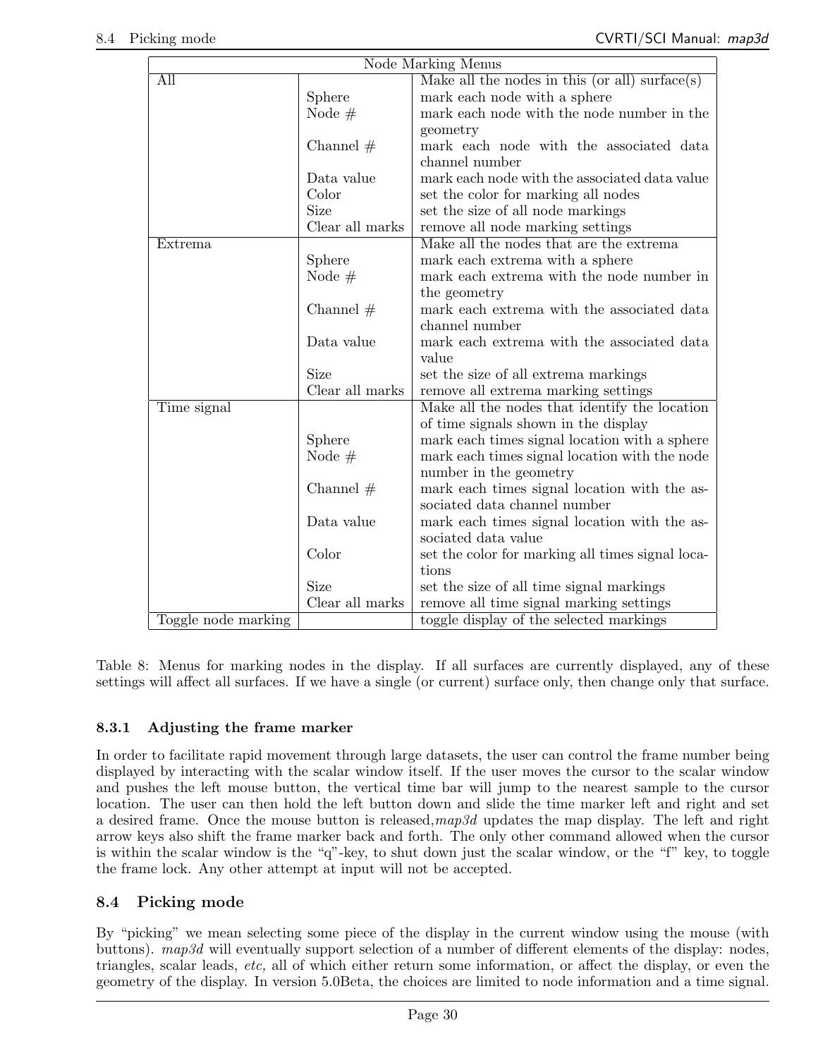| Node Marking Menus | | |
|---|---|---|
| All | | Make all the nodes in this (or all) surface(s) |
| | Sphere | mark each node with a sphere |
| | Node # | mark each node with the node number in the geometry |
| | Channel # | mark each node with the associated data channel number |
| | Data value | mark each node with the associated data value |
| | Color | set the color for marking all nodes |
| | Size | set the size of all node markings |
| | Clear all marks | remove all node marking settings |
| Extrema | | Make all the nodes that are the extrema |
| | Sphere | mark each extrema with a sphere |
| | Node # | mark each extrema with the node number in the geometry |
| | Channel # | mark each extrema with the associated data channel number |
| | Data value | mark each extrema with the associated data value |
| | Size | set the size of all extrema markings |
| | Clear all marks | remove all extrema marking settings |
| Time signal | | Make all the nodes that identify the location of time signals shown in the display |
| | Sphere | mark each times signal location with a sphere |
| | Node # | mark each times signal location with the node number in the geometry |
| | Channel # | mark each times signal location with the associated data channel number |
| | Data value | mark each times signal location with the associated data value |
| | Color | set the color for marking all times signal locations |
| | Size | set the size of all time signal markings |
| | Clear all marks | remove all time signal marking settings |
| Toggle node marking | | toggle display of the selected markings |

Table 8: Menus for marking nodes in the display. If all surfaces are currently displayed, any of these settings will affect all surfaces. If we have a single (or current) surface only, then change only that surface.

### 8.3.1 Adjusting the frame marker

In order to facilitate rapid movement through large datasets, the user can control the frame number being displayed by interacting with the scalar window itself. If the user moves the cursor to the scalar window and pushes the left mouse button, the vertical time bar will jump to the nearest sample to the cursor location. The user can then hold the left button down and slide the time marker left and right and set a desired frame. Once the mouse button is released,*map3d* updates the map display. The left and right arrow keys also shift the frame marker back and forth. The only other command allowed when the cursor is within the scalar window is the "q"-key, to shut down just the scalar window, or the "f" key, to toggle the frame lock. Any other attempt at input will not be accepted.

## 8.4 Picking mode

By "picking" we mean selecting some piece of the display in the current window using the mouse (with buttons). *map3d* will eventually support selection of a number of different elements of the display: nodes, triangles, scalar leads, *etc,* all of which either return some information, or affect the display, or even the geometry of the display. In version 5.0Beta, the choices are limited to node information and a time signal.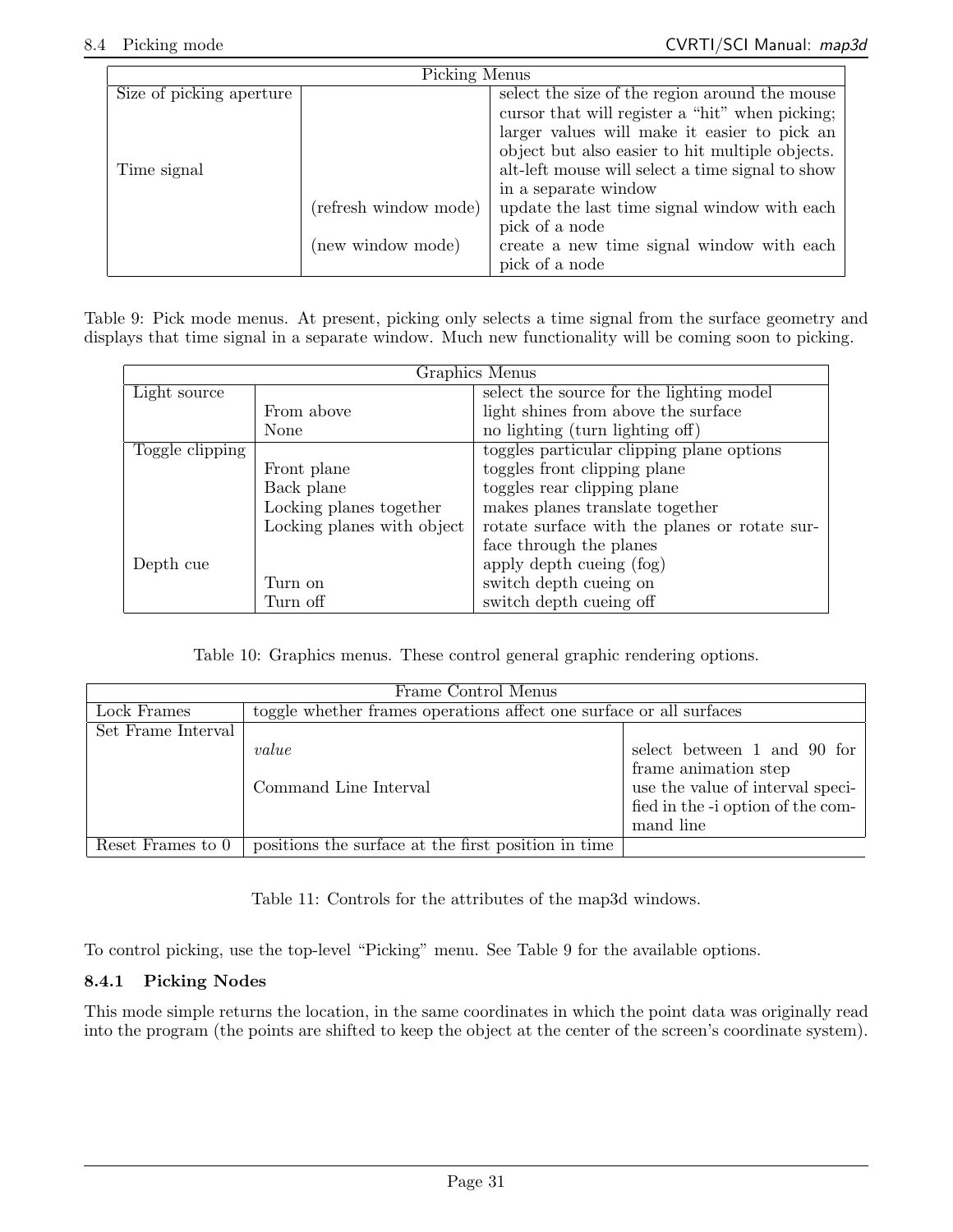| Picking Menus | | |
|---|---|---|
| Size of picking aperture | | select the size of the region around the mouse cursor that will register a "hit" when picking; larger values will make it easier to pick an object but also easier to hit multiple objects. |
| Time signal | | alt-left mouse will select a time signal to show in a separate window |
| | (refresh window mode) | update the last time signal window with each pick of a node |
| | (new window mode) | create a new time signal window with each pick of a node |

Table 9: Pick mode menus. At present, picking only selects a time signal from the surface geometry and displays that time signal in a separate window. Much new functionality will be coming soon to picking.

| Graphics Menus | | |
|---|---|---|
| Light source | | select the source for the lighting model |
| | From above | light shines from above the surface |
| | None | no lighting (turn lighting off) |
| Toggle clipping | | toggles particular clipping plane options |
| | Front plane | toggles front clipping plane |
| | Back plane | toggles rear clipping plane |
| | Locking planes together | makes planes translate together |
| | Locking planes with object | rotate surface with the planes or rotate surface through the planes |
| Depth cue | | apply depth cueing (fog) |
| | Turn on | switch depth cueing on |
| | Turn off | switch depth cueing off |

Table 10: Graphics menus. These control general graphic rendering options.

| Frame Control Menus | | |
|---|---|---|
| Lock Frames | toggle whether frames operations affect one surface or all surfaces | |
| Set Frame Interval | | |
| | *value* | select between 1 and 90 for frame animation step |
| | Command Line Interval | use the value of interval specified in the -i option of the command line |
| Reset Frames to 0 | positions the surface at the first position in time | |

Table 11: Controls for the attributes of the map3d windows.

To control picking, use the top-level "Picking" menu. See Table 9 for the available options.

### 8.4.1 Picking Nodes

This mode simple returns the location, in the same coordinates in which the point data was originally read into the program (the points are shifted to keep the object at the center of the screen's coordinate system).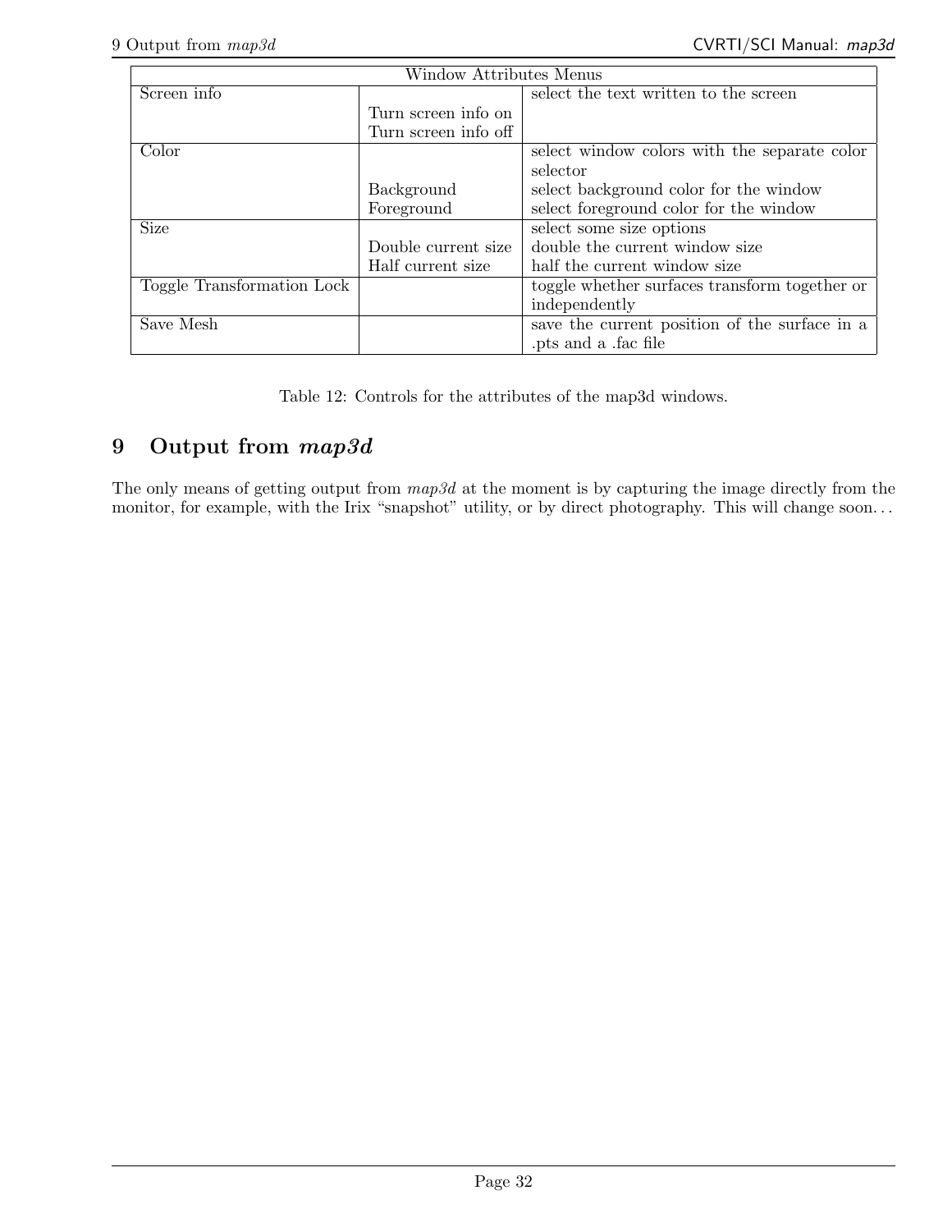| Window Attributes Menus | | |
|---|---|---|
| Screen info | | select the text written to the screen |
| | Turn screen info on | |
| | Turn screen info off | |
| Color | | select window colors with the separate color selector |
| | Background | select background color for the window |
| | Foreground | select foreground color for the window |
| Size | | select some size options |
| | Double current size | double the current window size |
| | Half current size | half the current window size |
| Toggle Transformation Lock | | toggle whether surfaces transform together or independently |
| Save Mesh | | save the current position of the surface in a .pts and a .fac file |

Table 12: Controls for the attributes of the map3d windows.

# 9 Output from *map3d*

The only means of getting output from *map3d* at the moment is by capturing the image directly from the monitor, for example, with the Irix "snapshot" utility, or by direct photography. This will change soon…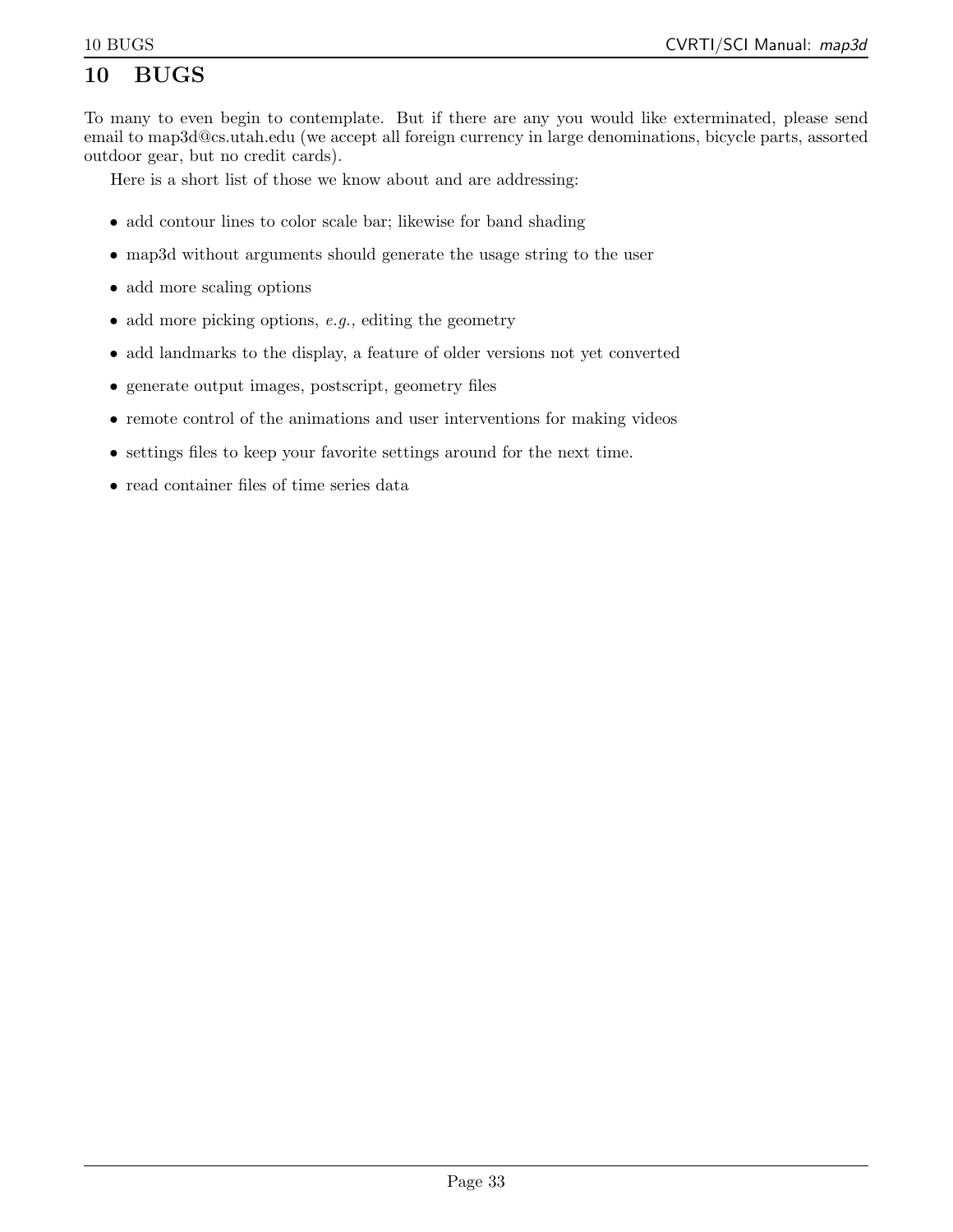# 10 BUGS

To many to even begin to contemplate. But if there are any you would like exterminated, please send email to map3d@cs.utah.edu (we accept all foreign currency in large denominations, bicycle parts, assorted outdoor gear, but no credit cards).

Here is a short list of those we know about and are addressing:

- add contour lines to color scale bar; likewise for band shading
- map3d without arguments should generate the usage string to the user
- add more scaling options
- add more picking options, *e.g.,* editing the geometry
- add landmarks to the display, a feature of older versions not yet converted
- generate output images, postscript, geometry files
- remote control of the animations and user interventions for making videos
- settings files to keep your favorite settings around for the next time.
- read container files of time series data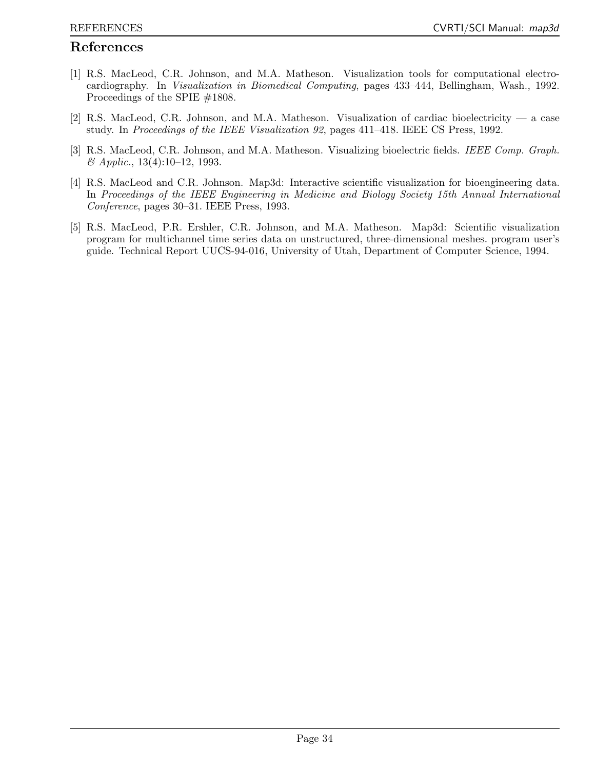# References

[1] R.S. MacLeod, C.R. Johnson, and M.A. Matheson. Visualization tools for computational electrocardiography. In *Visualization in Biomedical Computing*, pages 433–444, Bellingham, Wash., 1992. Proceedings of the SPIE #1808.

[2] R.S. MacLeod, C.R. Johnson, and M.A. Matheson. Visualization of cardiac bioelectricity — a case study. In *Proceedings of the IEEE Visualization 92*, pages 411–418. IEEE CS Press, 1992.

[3] R.S. MacLeod, C.R. Johnson, and M.A. Matheson. Visualizing bioelectric fields. *IEEE Comp. Graph. & Applic.*, 13(4):10–12, 1993.

[4] R.S. MacLeod and C.R. Johnson. Map3d: Interactive scientific visualization for bioengineering data. In *Proceedings of the IEEE Engineering in Medicine and Biology Society 15th Annual International Conference*, pages 30–31. IEEE Press, 1993.

[5] R.S. MacLeod, P.R. Ershler, C.R. Johnson, and M.A. Matheson. Map3d: Scientific visualization program for multichannel time series data on unstructured, three-dimensional meshes. program user's guide. Technical Report UUCS-94-016, University of Utah, Department of Computer Science, 1994.